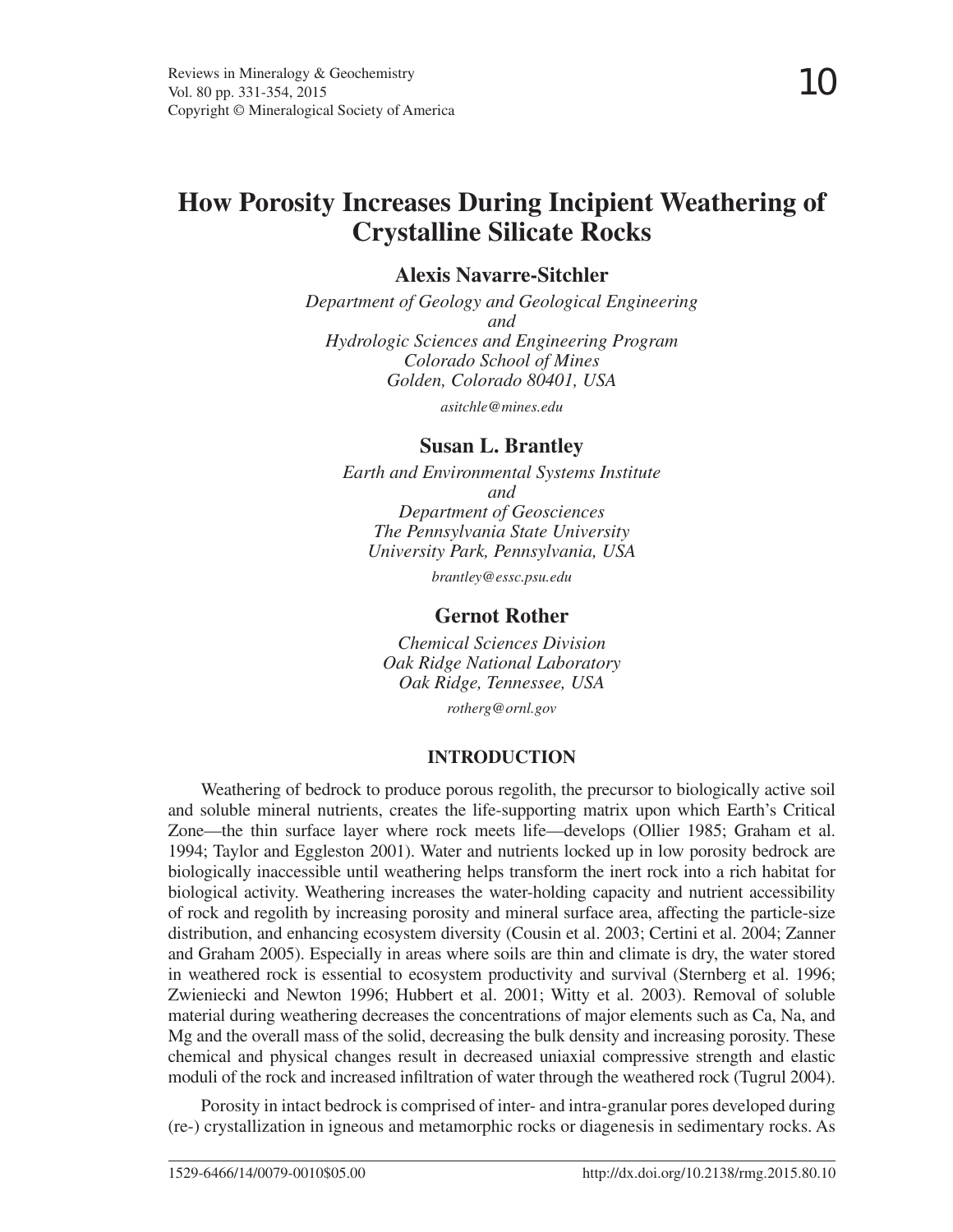# How Porosity Increases During Incipient Weathering of Crystalline Silicate Rocks

**Alexis Navarre-Sitchler**

*Department of Geology and Geological Engineering*
*and*
*Hydrologic Sciences and Engineering Program*
*Colorado School of Mines*
*Golden, Colorado 80401, USA*

*asitchle@mines.edu*

**Susan L. Brantley**

*Earth and Environmental Systems Institute*
*and*
*Department of Geosciences*
*The Pennsylvania State University*
*University Park, Pennsylvania, USA*

*brantley@essc.psu.edu*

**Gernot Rother**

*Chemical Sciences Division*
*Oak Ridge National Laboratory*
*Oak Ridge, Tennessee, USA*

*rotherg@ornl.gov*

## INTRODUCTION

Weathering of bedrock to produce porous regolith, the precursor to biologically active soil and soluble mineral nutrients, creates the life-supporting matrix upon which Earth's Critical Zone—the thin surface layer where rock meets life—develops (Ollier 1985; Graham et al. 1994; Taylor and Eggleston 2001). Water and nutrients locked up in low porosity bedrock are biologically inaccessible until weathering helps transform the inert rock into a rich habitat for biological activity. Weathering increases the water-holding capacity and nutrient accessibility of rock and regolith by increasing porosity and mineral surface area, affecting the particle-size distribution, and enhancing ecosystem diversity (Cousin et al. 2003; Certini et al. 2004; Zanner and Graham 2005). Especially in areas where soils are thin and climate is dry, the water stored in weathered rock is essential to ecosystem productivity and survival (Sternberg et al. 1996; Zwieniecki and Newton 1996; Hubbert et al. 2001; Witty et al. 2003). Removal of soluble material during weathering decreases the concentrations of major elements such as Ca, Na, and Mg and the overall mass of the solid, decreasing the bulk density and increasing porosity. These chemical and physical changes result in decreased uniaxial compressive strength and elastic moduli of the rock and increased infiltration of water through the weathered rock (Tugrul 2004).

Porosity in intact bedrock is comprised of inter- and intra-granular pores developed during (re-) crystallization in igneous and metamorphic rocks or diagenesis in sedimentary rocks. As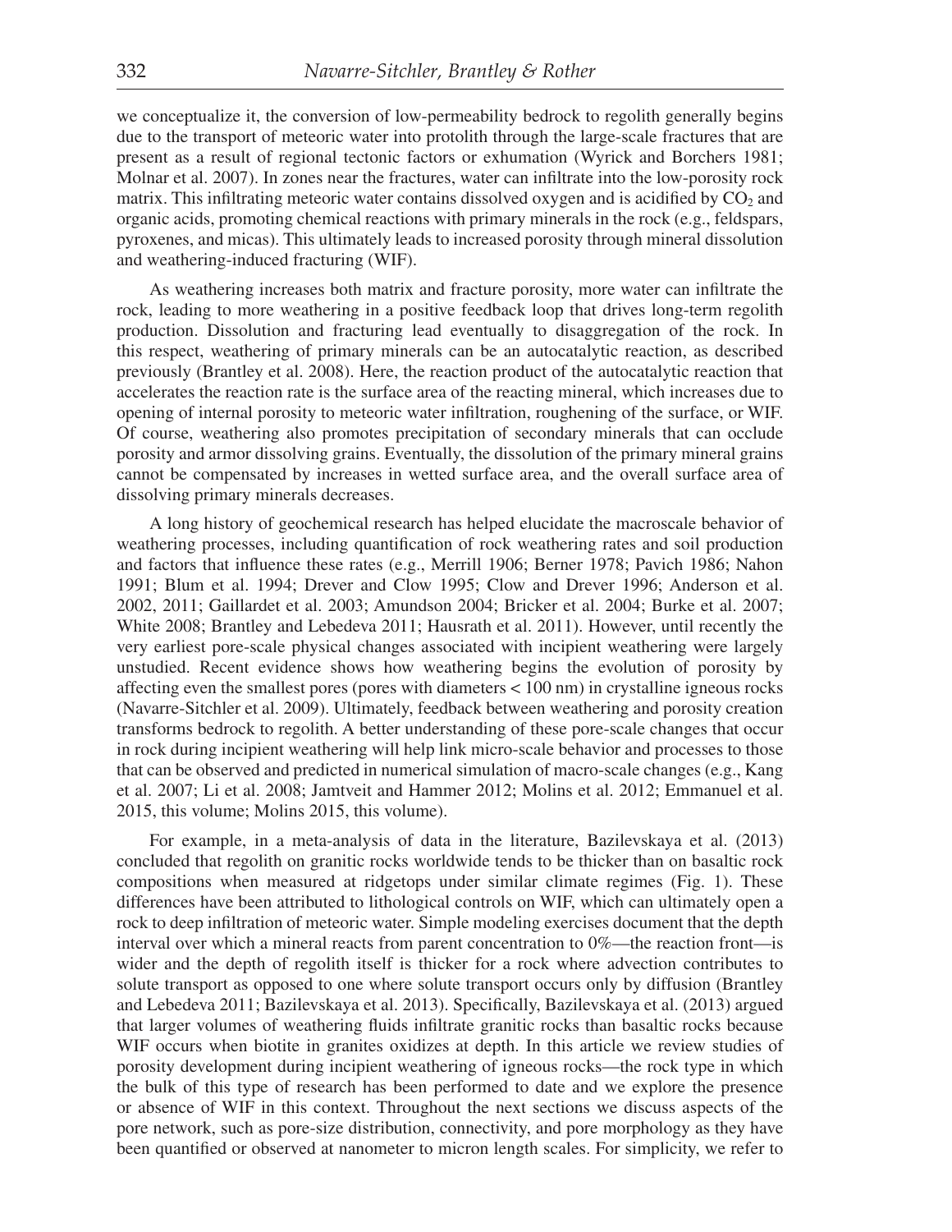we conceptualize it, the conversion of low-permeability bedrock to regolith generally begins due to the transport of meteoric water into protolith through the large-scale fractures that are present as a result of regional tectonic factors or exhumation (Wyrick and Borchers 1981; Molnar et al. 2007). In zones near the fractures, water can infiltrate into the low-porosity rock matrix. This infiltrating meteoric water contains dissolved oxygen and is acidified by $CO_2$ and organic acids, promoting chemical reactions with primary minerals in the rock (e.g., feldspars, pyroxenes, and micas). This ultimately leads to increased porosity through mineral dissolution and weathering-induced fracturing (WIF).

As weathering increases both matrix and fracture porosity, more water can infiltrate the rock, leading to more weathering in a positive feedback loop that drives long-term regolith production. Dissolution and fracturing lead eventually to disaggregation of the rock. In this respect, weathering of primary minerals can be an autocatalytic reaction, as described previously (Brantley et al. 2008). Here, the reaction product of the autocatalytic reaction that accelerates the reaction rate is the surface area of the reacting mineral, which increases due to opening of internal porosity to meteoric water infiltration, roughening of the surface, or WIF. Of course, weathering also promotes precipitation of secondary minerals that can occlude porosity and armor dissolving grains. Eventually, the dissolution of the primary mineral grains cannot be compensated by increases in wetted surface area, and the overall surface area of dissolving primary minerals decreases.

A long history of geochemical research has helped elucidate the macroscale behavior of weathering processes, including quantification of rock weathering rates and soil production and factors that influence these rates (e.g., Merrill 1906; Berner 1978; Pavich 1986; Nahon 1991; Blum et al. 1994; Drever and Clow 1995; Clow and Drever 1996; Anderson et al. 2002, 2011; Gaillardet et al. 2003; Amundson 2004; Bricker et al. 2004; Burke et al. 2007; White 2008; Brantley and Lebedeva 2011; Hausrath et al. 2011). However, until recently the very earliest pore-scale physical changes associated with incipient weathering were largely unstudied. Recent evidence shows how weathering begins the evolution of porosity by affecting even the smallest pores (pores with diameters < 100 nm) in crystalline igneous rocks (Navarre-Sitchler et al. 2009). Ultimately, feedback between weathering and porosity creation transforms bedrock to regolith. A better understanding of these pore-scale changes that occur in rock during incipient weathering will help link micro-scale behavior and processes to those that can be observed and predicted in numerical simulation of macro-scale changes (e.g., Kang et al. 2007; Li et al. 2008; Jamtveit and Hammer 2012; Molins et al. 2012; Emmanuel et al. 2015, this volume; Molins 2015, this volume).

For example, in a meta-analysis of data in the literature, Bazilevskaya et al. (2013) concluded that regolith on granitic rocks worldwide tends to be thicker than on basaltic rock compositions when measured at ridgetops under similar climate regimes (Fig. 1). These differences have been attributed to lithological controls on WIF, which can ultimately open a rock to deep infiltration of meteoric water. Simple modeling exercises document that the depth interval over which a mineral reacts from parent concentration to 0%—the reaction front—is wider and the depth of regolith itself is thicker for a rock where advection contributes to solute transport as opposed to one where solute transport occurs only by diffusion (Brantley and Lebedeva 2011; Bazilevskaya et al. 2013). Specifically, Bazilevskaya et al. (2013) argued that larger volumes of weathering fluids infiltrate granitic rocks than basaltic rocks because WIF occurs when biotite in granites oxidizes at depth. In this article we review studies of porosity development during incipient weathering of igneous rocks—the rock type in which the bulk of this type of research has been performed to date and we explore the presence or absence of WIF in this context. Throughout the next sections we discuss aspects of the pore network, such as pore-size distribution, connectivity, and pore morphology as they have been quantified or observed at nanometer to micron length scales. For simplicity, we refer to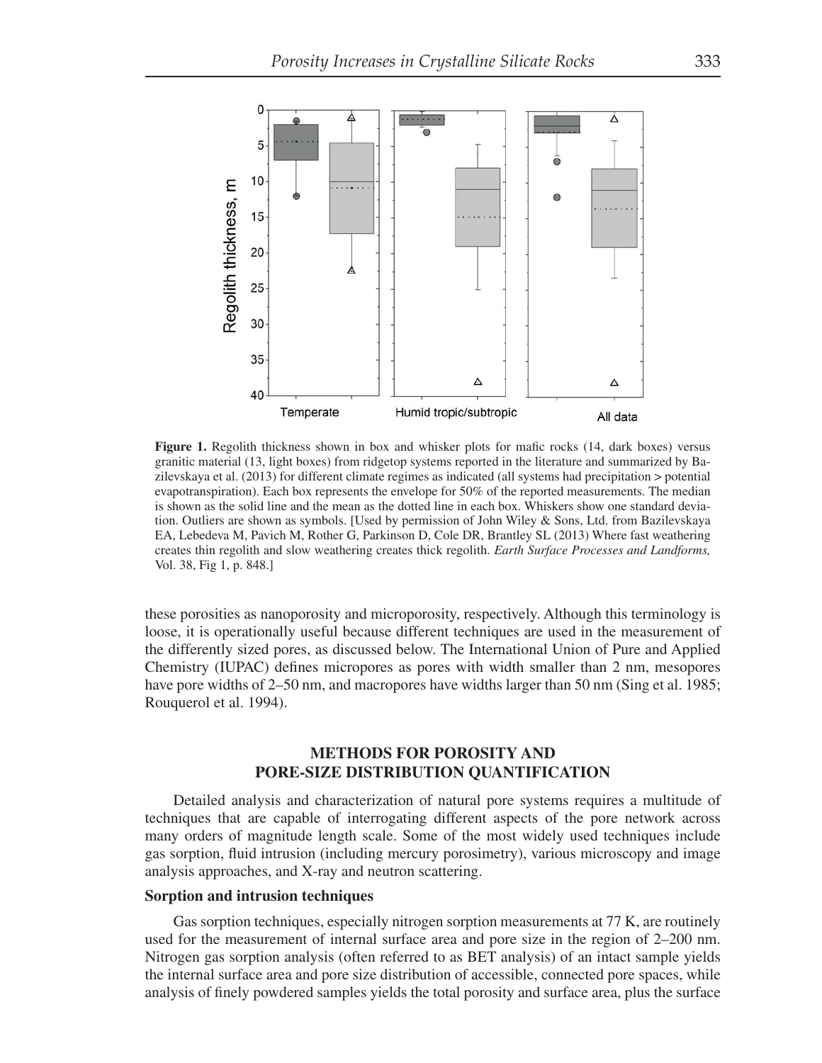**Figure 1.** Regolith thickness shown in box and whisker plots for mafic rocks (14, dark boxes) versus granitic material (13, light boxes) from ridgetop systems reported in the literature and summarized by Bazilevskaya et al. (2013) for different climate regimes as indicated (all systems had precipitation > potential evapotranspiration). Each box represents the envelope for 50% of the reported measurements. The median is shown as the solid line and the mean as the dotted line in each box. Whiskers show one standard deviation. Outliers are shown as symbols. [Used by permission of John Wiley & Sons, Ltd. from Bazilevskaya EA, Lebedeva M, Pavich M, Rother G, Parkinson D, Cole DR, Brantley SL (2013) Where fast weathering creates thin regolith and slow weathering creates thick regolith. *Earth Surface Processes and Landforms,* Vol. 38, Fig 1, p. 848.]

these porosities as nanoporosity and microporosity, respectively. Although this terminology is loose, it is operationally useful because different techniques are used in the measurement of the differently sized pores, as discussed below. The International Union of Pure and Applied Chemistry (IUPAC) defines micropores as pores with width smaller than 2 nm, mesopores have pore widths of 2–50 nm, and macropores have widths larger than 50 nm (Sing et al. 1985; Rouquerol et al. 1994).

## METHODS FOR POROSITY AND PORE-SIZE DISTRIBUTION QUANTIFICATION

Detailed analysis and characterization of natural pore systems requires a multitude of techniques that are capable of interrogating different aspects of the pore network across many orders of magnitude length scale. Some of the most widely used techniques include gas sorption, fluid intrusion (including mercury porosimetry), various microscopy and image analysis approaches, and X-ray and neutron scattering.

### Sorption and intrusion techniques

Gas sorption techniques, especially nitrogen sorption measurements at 77 K, are routinely used for the measurement of internal surface area and pore size in the region of 2–200 nm. Nitrogen gas sorption analysis (often referred to as BET analysis) of an intact sample yields the internal surface area and pore size distribution of accessible, connected pore spaces, while analysis of finely powdered samples yields the total porosity and surface area, plus the surface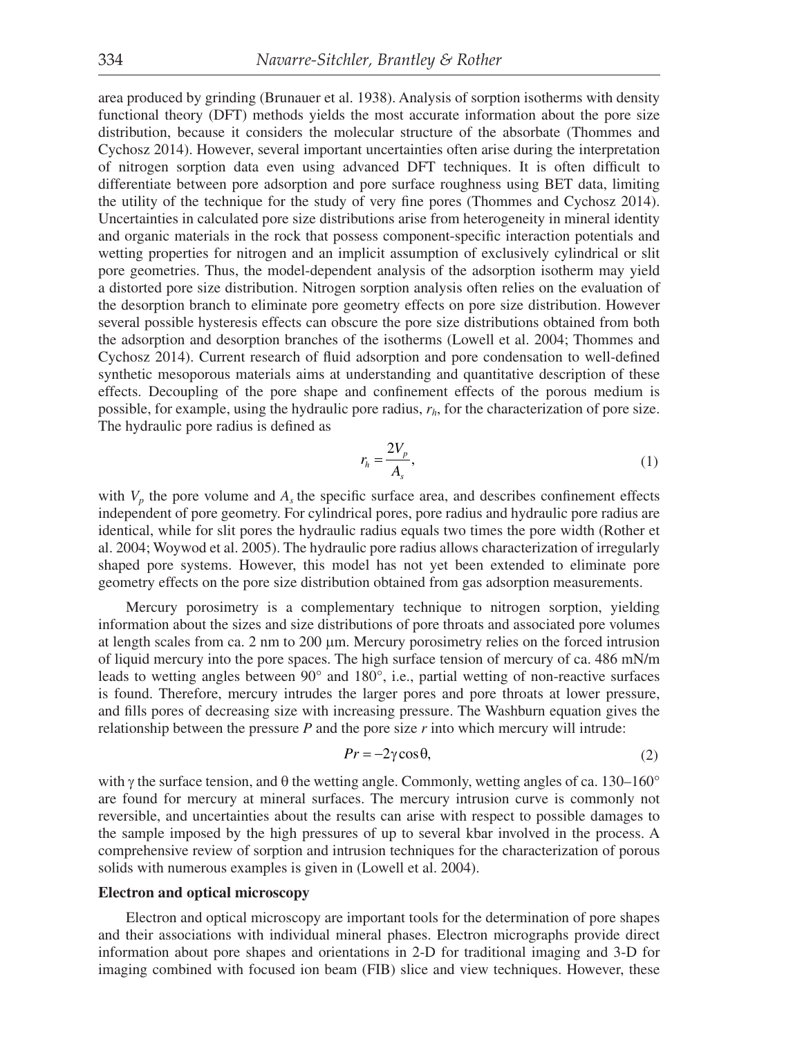area produced by grinding (Brunauer et al. 1938). Analysis of sorption isotherms with density functional theory (DFT) methods yields the most accurate information about the pore size distribution, because it considers the molecular structure of the absorbate (Thommes and Cychosz 2014). However, several important uncertainties often arise during the interpretation of nitrogen sorption data even using advanced DFT techniques. It is often difficult to differentiate between pore adsorption and pore surface roughness using BET data, limiting the utility of the technique for the study of very fine pores (Thommes and Cychosz 2014). Uncertainties in calculated pore size distributions arise from heterogeneity in mineral identity and organic materials in the rock that possess component-specific interaction potentials and wetting properties for nitrogen and an implicit assumption of exclusively cylindrical or slit pore geometries. Thus, the model-dependent analysis of the adsorption isotherm may yield a distorted pore size distribution. Nitrogen sorption analysis often relies on the evaluation of the desorption branch to eliminate pore geometry effects on pore size distribution. However several possible hysteresis effects can obscure the pore size distributions obtained from both the adsorption and desorption branches of the isotherms (Lowell et al. 2004; Thommes and Cychosz 2014). Current research of fluid adsorption and pore condensation to well-defined synthetic mesoporous materials aims at understanding and quantitative description of these effects. Decoupling of the pore shape and confinement effects of the porous medium is possible, for example, using the hydraulic pore radius, $r_h$, for the characterization of pore size. The hydraulic pore radius is defined as

$$r_h = \frac{2V_p}{A_s}, \tag{1}$$

with $V_p$ the pore volume and $A_s$ the specific surface area, and describes confinement effects independent of pore geometry. For cylindrical pores, pore radius and hydraulic pore radius are identical, while for slit pores the hydraulic radius equals two times the pore width (Rother et al. 2004; Woywod et al. 2005). The hydraulic pore radius allows characterization of irregularly shaped pore systems. However, this model has not yet been extended to eliminate pore geometry effects on the pore size distribution obtained from gas adsorption measurements.

Mercury porosimetry is a complementary technique to nitrogen sorption, yielding information about the sizes and size distributions of pore throats and associated pore volumes at length scales from ca. 2 nm to 200 μm. Mercury porosimetry relies on the forced intrusion of liquid mercury into the pore spaces. The high surface tension of mercury of ca. 486 mN/m leads to wetting angles between 90° and 180°, i.e., partial wetting of non-reactive surfaces is found. Therefore, mercury intrudes the larger pores and pore throats at lower pressure, and fills pores of decreasing size with increasing pressure. The Washburn equation gives the relationship between the pressure $P$ and the pore size $r$ into which mercury will intrude:

$$Pr = -2\gamma\cos\theta, \tag{2}$$

with $\gamma$ the surface tension, and $\theta$ the wetting angle. Commonly, wetting angles of ca. 130–160° are found for mercury at mineral surfaces. The mercury intrusion curve is commonly not reversible, and uncertainties about the results can arise with respect to possible damages to the sample imposed by the high pressures of up to several kbar involved in the process. A comprehensive review of sorption and intrusion techniques for the characterization of porous solids with numerous examples is given in (Lowell et al. 2004).

### Electron and optical microscopy

Electron and optical microscopy are important tools for the determination of pore shapes and their associations with individual mineral phases. Electron micrographs provide direct information about pore shapes and orientations in 2-D for traditional imaging and 3-D for imaging combined with focused ion beam (FIB) slice and view techniques. However, these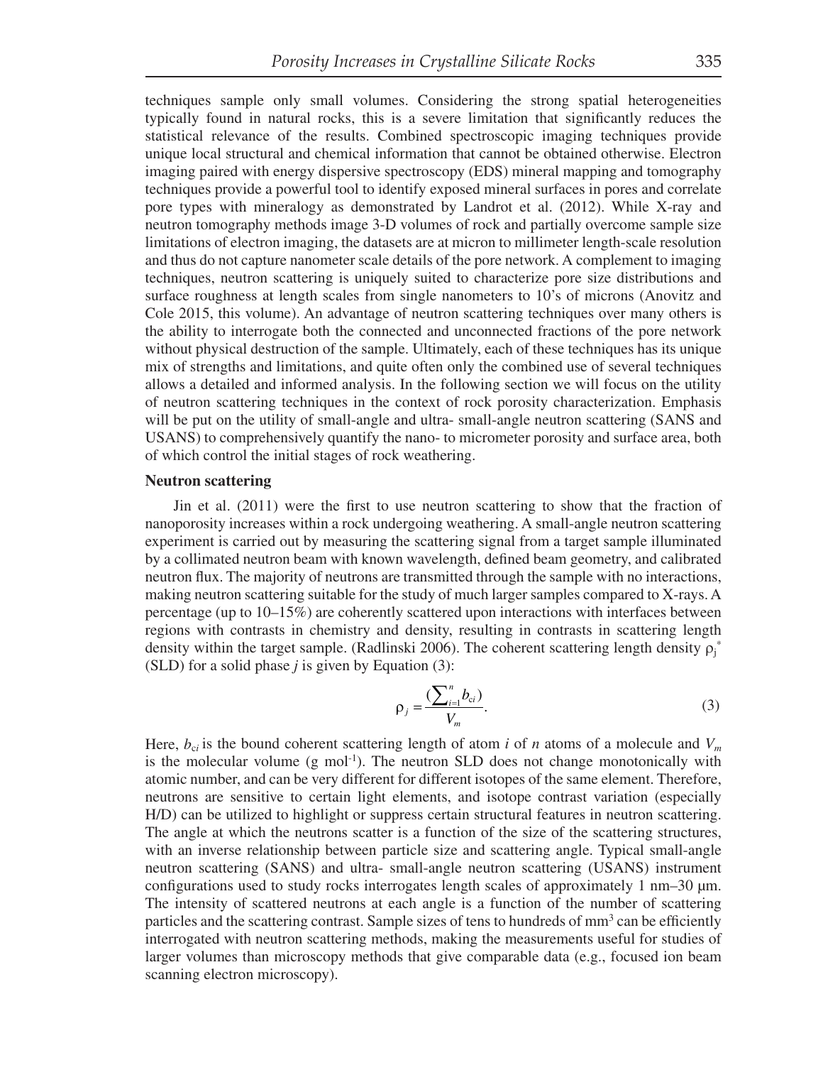techniques sample only small volumes. Considering the strong spatial heterogeneities typically found in natural rocks, this is a severe limitation that significantly reduces the statistical relevance of the results. Combined spectroscopic imaging techniques provide unique local structural and chemical information that cannot be obtained otherwise. Electron imaging paired with energy dispersive spectroscopy (EDS) mineral mapping and tomography techniques provide a powerful tool to identify exposed mineral surfaces in pores and correlate pore types with mineralogy as demonstrated by Landrot et al. (2012). While X-ray and neutron tomography methods image 3-D volumes of rock and partially overcome sample size limitations of electron imaging, the datasets are at micron to millimeter length-scale resolution and thus do not capture nanometer scale details of the pore network. A complement to imaging techniques, neutron scattering is uniquely suited to characterize pore size distributions and surface roughness at length scales from single nanometers to 10's of microns (Anovitz and Cole 2015, this volume). An advantage of neutron scattering techniques over many others is the ability to interrogate both the connected and unconnected fractions of the pore network without physical destruction of the sample. Ultimately, each of these techniques has its unique mix of strengths and limitations, and quite often only the combined use of several techniques allows a detailed and informed analysis. In the following section we will focus on the utility of neutron scattering techniques in the context of rock porosity characterization. Emphasis will be put on the utility of small-angle and ultra- small-angle neutron scattering (SANS and USANS) to comprehensively quantify the nano- to micrometer porosity and surface area, both of which control the initial stages of rock weathering.

**Neutron scattering**

Jin et al. (2011) were the first to use neutron scattering to show that the fraction of nanoporosity increases within a rock undergoing weathering. A small-angle neutron scattering experiment is carried out by measuring the scattering signal from a target sample illuminated by a collimated neutron beam with known wavelength, defined beam geometry, and calibrated neutron flux. The majority of neutrons are transmitted through the sample with no interactions, making neutron scattering suitable for the study of much larger samples compared to X-rays. A percentage (up to 10–15%) are coherently scattered upon interactions with interfaces between regions with contrasts in chemistry and density, resulting in contrasts in scattering length density within the target sample. (Radlinski 2006). The coherent scattering length density $\rho_j^*$ (SLD) for a solid phase *j* is given by Equation (3):

$$\rho_j = \frac{(\sum_{i=1}^{n} b_{ci})}{V_m}. \tag{3}$$

Here, $b_{ci}$ is the bound coherent scattering length of atom *i* of *n* atoms of a molecule and $V_m$ is the molecular volume (g mol$^{-1}$). The neutron SLD does not change monotonically with atomic number, and can be very different for different isotopes of the same element. Therefore, neutrons are sensitive to certain light elements, and isotope contrast variation (especially H/D) can be utilized to highlight or suppress certain structural features in neutron scattering. The angle at which the neutrons scatter is a function of the size of the scattering structures, with an inverse relationship between particle size and scattering angle. Typical small-angle neutron scattering (SANS) and ultra- small-angle neutron scattering (USANS) instrument configurations used to study rocks interrogates length scales of approximately 1 nm–30 μm. The intensity of scattered neutrons at each angle is a function of the number of scattering particles and the scattering contrast. Sample sizes of tens to hundreds of mm$^3$ can be efficiently interrogated with neutron scattering methods, making the measurements useful for studies of larger volumes than microscopy methods that give comparable data (e.g., focused ion beam scanning electron microscopy).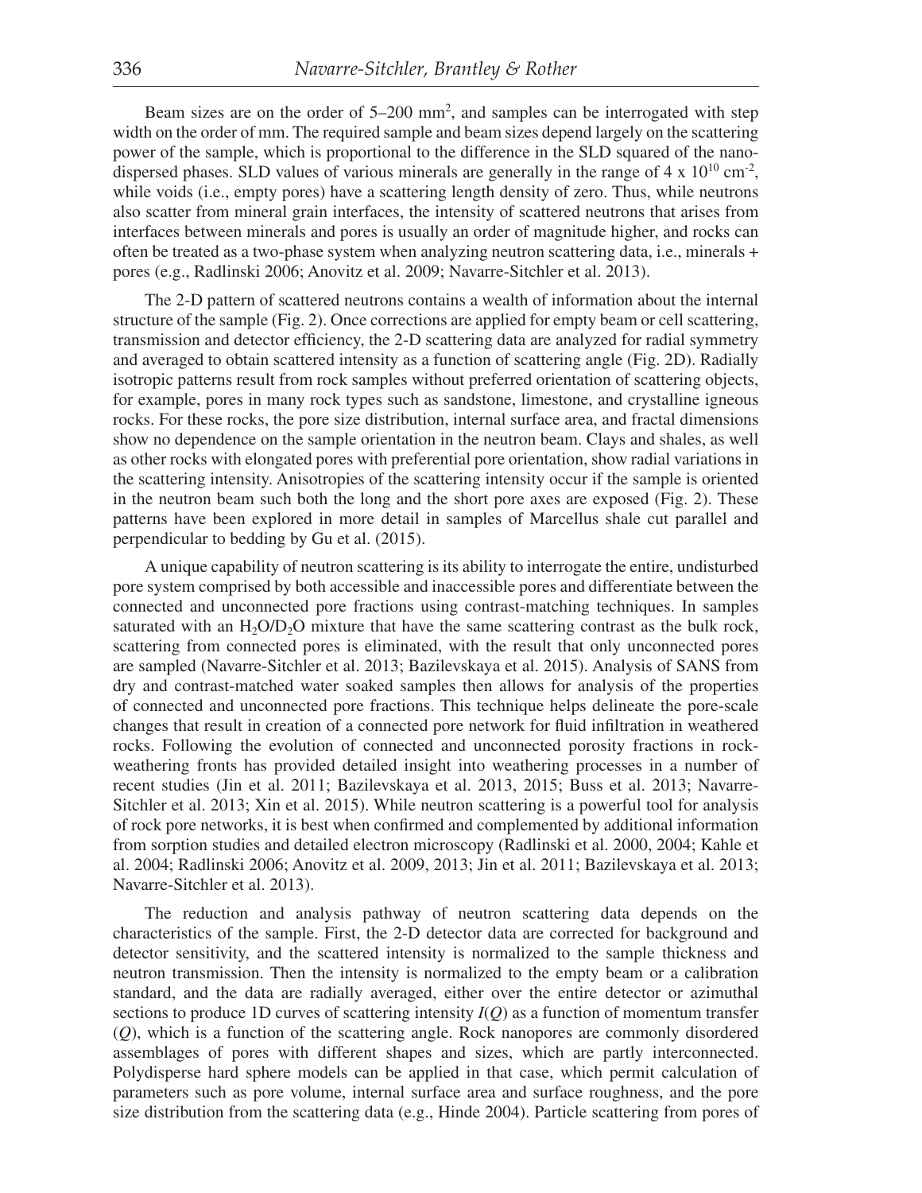Beam sizes are on the order of 5–200 mm$^2$, and samples can be interrogated with step width on the order of mm. The required sample and beam sizes depend largely on the scattering power of the sample, which is proportional to the difference in the SLD squared of the nano-dispersed phases. SLD values of various minerals are generally in the range of 4 x $10^{10}$ cm$^{-2}$, while voids (i.e., empty pores) have a scattering length density of zero. Thus, while neutrons also scatter from mineral grain interfaces, the intensity of scattered neutrons that arises from interfaces between minerals and pores is usually an order of magnitude higher, and rocks can often be treated as a two-phase system when analyzing neutron scattering data, i.e., minerals + pores (e.g., Radlinski 2006; Anovitz et al. 2009; Navarre-Sitchler et al. 2013).

The 2-D pattern of scattered neutrons contains a wealth of information about the internal structure of the sample (Fig. 2). Once corrections are applied for empty beam or cell scattering, transmission and detector efficiency, the 2-D scattering data are analyzed for radial symmetry and averaged to obtain scattered intensity as a function of scattering angle (Fig. 2D). Radially isotropic patterns result from rock samples without preferred orientation of scattering objects, for example, pores in many rock types such as sandstone, limestone, and crystalline igneous rocks. For these rocks, the pore size distribution, internal surface area, and fractal dimensions show no dependence on the sample orientation in the neutron beam. Clays and shales, as well as other rocks with elongated pores with preferential pore orientation, show radial variations in the scattering intensity. Anisotropies of the scattering intensity occur if the sample is oriented in the neutron beam such both the long and the short pore axes are exposed (Fig. 2). These patterns have been explored in more detail in samples of Marcellus shale cut parallel and perpendicular to bedding by Gu et al. (2015).

A unique capability of neutron scattering is its ability to interrogate the entire, undisturbed pore system comprised by both accessible and inaccessible pores and differentiate between the connected and unconnected pore fractions using contrast-matching techniques. In samples saturated with an $H_2O/D_2O$ mixture that have the same scattering contrast as the bulk rock, scattering from connected pores is eliminated, with the result that only unconnected pores are sampled (Navarre-Sitchler et al. 2013; Bazilevskaya et al. 2015). Analysis of SANS from dry and contrast-matched water soaked samples then allows for analysis of the properties of connected and unconnected pore fractions. This technique helps delineate the pore-scale changes that result in creation of a connected pore network for fluid infiltration in weathered rocks. Following the evolution of connected and unconnected porosity fractions in rock-weathering fronts has provided detailed insight into weathering processes in a number of recent studies (Jin et al. 2011; Bazilevskaya et al. 2013, 2015; Buss et al. 2013; Navarre-Sitchler et al. 2013; Xin et al. 2015). While neutron scattering is a powerful tool for analysis of rock pore networks, it is best when confirmed and complemented by additional information from sorption studies and detailed electron microscopy (Radlinski et al. 2000, 2004; Kahle et al. 2004; Radlinski 2006; Anovitz et al. 2009, 2013; Jin et al. 2011; Bazilevskaya et al. 2013; Navarre-Sitchler et al. 2013).

The reduction and analysis pathway of neutron scattering data depends on the characteristics of the sample. First, the 2-D detector data are corrected for background and detector sensitivity, and the scattered intensity is normalized to the sample thickness and neutron transmission. Then the intensity is normalized to the empty beam or a calibration standard, and the data are radially averaged, either over the entire detector or azimuthal sections to produce 1D curves of scattering intensity $I(Q)$ as a function of momentum transfer ($Q$), which is a function of the scattering angle. Rock nanopores are commonly disordered assemblages of pores with different shapes and sizes, which are partly interconnected. Polydisperse hard sphere models can be applied in that case, which permit calculation of parameters such as pore volume, internal surface area and surface roughness, and the pore size distribution from the scattering data (e.g., Hinde 2004). Particle scattering from pores of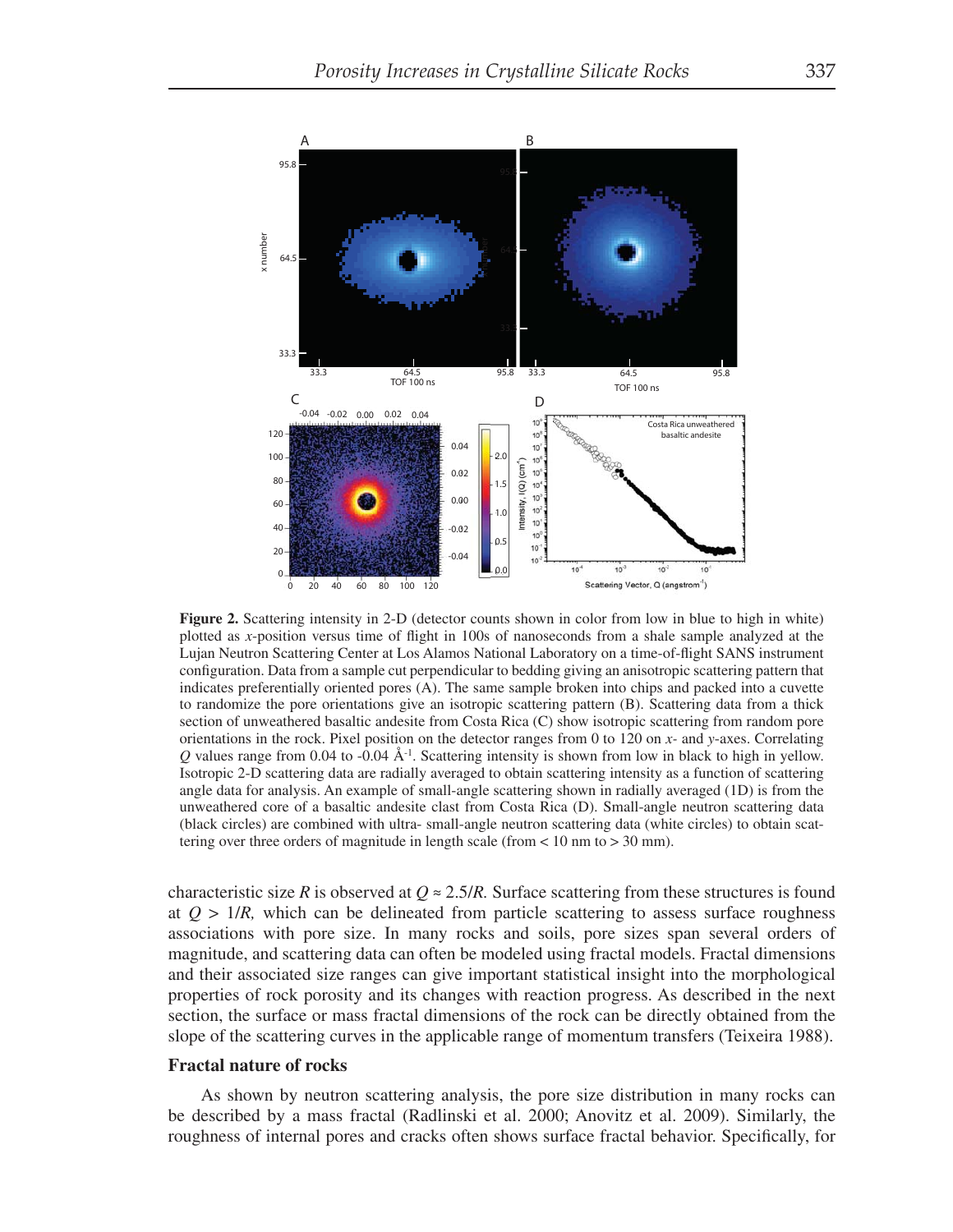**Figure 2.** Scattering intensity in 2-D (detector counts shown in color from low in blue to high in white) plotted as *x*-position versus time of flight in 100s of nanoseconds from a shale sample analyzed at the Lujan Neutron Scattering Center at Los Alamos National Laboratory on a time-of-flight SANS instrument configuration. Data from a sample cut perpendicular to bedding giving an anisotropic scattering pattern that indicates preferentially oriented pores (A). The same sample broken into chips and packed into a cuvette to randomize the pore orientations give an isotropic scattering pattern (B). Scattering data from a thick section of unweathered basaltic andesite from Costa Rica (C) show isotropic scattering from random pore orientations in the rock. Pixel position on the detector ranges from 0 to 120 on *x*- and *y*-axes. Correlating $Q$ values range from 0.04 to -0.04 Å$^{-1}$. Scattering intensity is shown from low in black to high in yellow. Isotropic 2-D scattering data are radially averaged to obtain scattering intensity as a function of scattering angle data for analysis. An example of small-angle scattering shown in radially averaged (1D) is from the unweathered core of a basaltic andesite clast from Costa Rica (D). Small-angle neutron scattering data (black circles) are combined with ultra- small-angle neutron scattering data (white circles) to obtain scattering over three orders of magnitude in length scale (from < 10 nm to > 30 mm).

characteristic size $R$ is observed at $Q \approx 2.5/R$. Surface scattering from these structures is found at $Q > 1/R$, which can be delineated from particle scattering to assess surface roughness associations with pore size. In many rocks and soils, pore sizes span several orders of magnitude, and scattering data can often be modeled using fractal models. Fractal dimensions and their associated size ranges can give important statistical insight into the morphological properties of rock porosity and its changes with reaction progress. As described in the next section, the surface or mass fractal dimensions of the rock can be directly obtained from the slope of the scattering curves in the applicable range of momentum transfers (Teixeira 1988).

## Fractal nature of rocks

As shown by neutron scattering analysis, the pore size distribution in many rocks can be described by a mass fractal (Radlinski et al. 2000; Anovitz et al. 2009). Similarly, the roughness of internal pores and cracks often shows surface fractal behavior. Specifically, for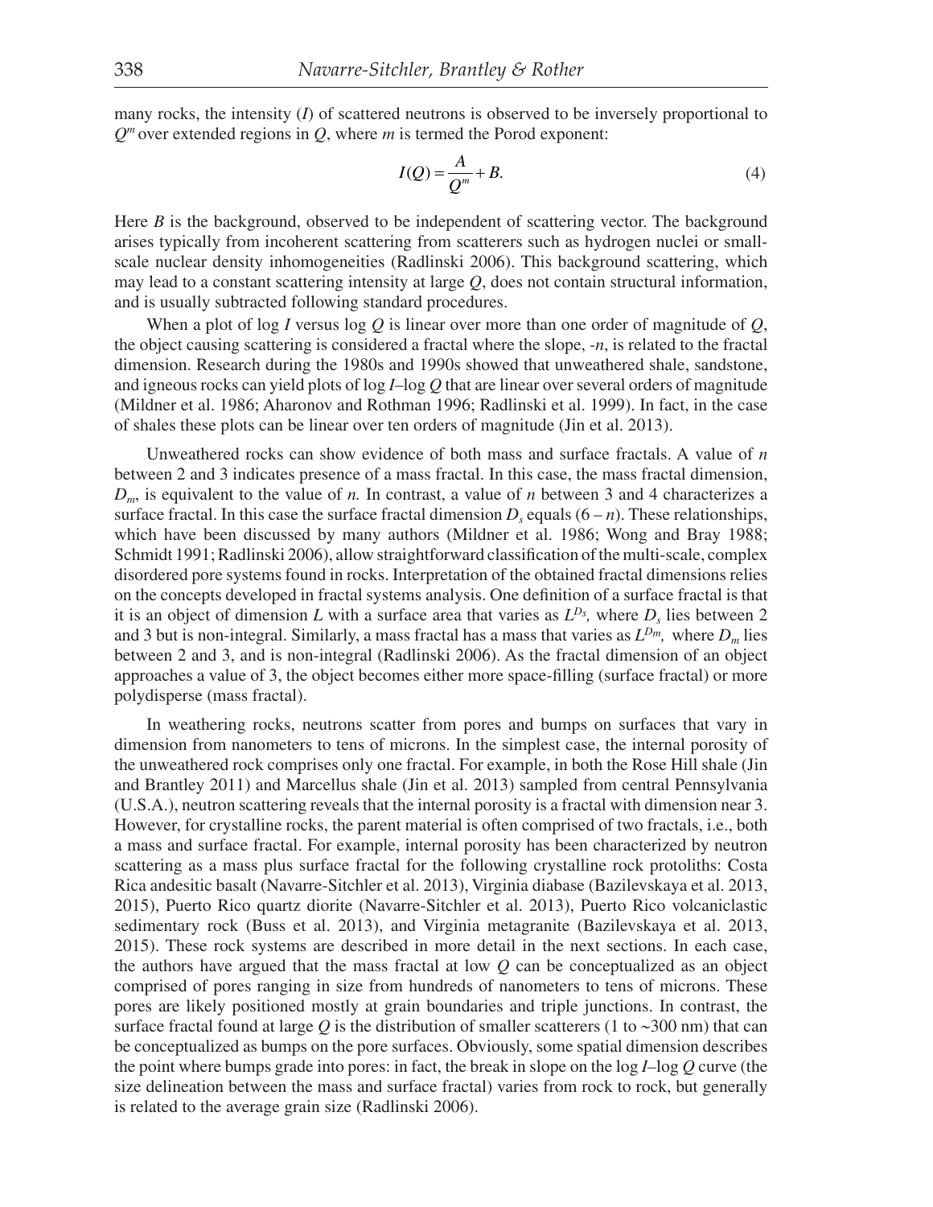many rocks, the intensity ($I$) of scattered neutrons is observed to be inversely proportional to $Q^m$ over extended regions in $Q$, where $m$ is termed the Porod exponent:

$$I(Q) = \frac{A}{Q^m} + B. \tag{4}$$

Here $B$ is the background, observed to be independent of scattering vector. The background arises typically from incoherent scattering from scatterers such as hydrogen nuclei or small-scale nuclear density inhomogeneities (Radlinski 2006). This background scattering, which may lead to a constant scattering intensity at large $Q$, does not contain structural information, and is usually subtracted following standard procedures.

When a plot of log $I$ versus log $Q$ is linear over more than one order of magnitude of $Q$, the object causing scattering is considered a fractal where the slope, $-n$, is related to the fractal dimension. Research during the 1980s and 1990s showed that unweathered shale, sandstone, and igneous rocks can yield plots of log $I$–log $Q$ that are linear over several orders of magnitude (Mildner et al. 1986; Aharonov and Rothman 1996; Radlinski et al. 1999). In fact, in the case of shales these plots can be linear over ten orders of magnitude (Jin et al. 2013).

Unweathered rocks can show evidence of both mass and surface fractals. A value of $n$ between 2 and 3 indicates presence of a mass fractal. In this case, the mass fractal dimension, $D_m$, is equivalent to the value of $n$. In contrast, a value of $n$ between 3 and 4 characterizes a surface fractal. In this case the surface fractal dimension $D_s$ equals $(6 - n)$. These relationships, which have been discussed by many authors (Mildner et al. 1986; Wong and Bray 1988; Schmidt 1991; Radlinski 2006), allow straightforward classification of the multi-scale, complex disordered pore systems found in rocks. Interpretation of the obtained fractal dimensions relies on the concepts developed in fractal systems analysis. One definition of a surface fractal is that it is an object of dimension $L$ with a surface area that varies as $L^{D_s}$, where $D_s$ lies between 2 and 3 but is non-integral. Similarly, a mass fractal has a mass that varies as $L^{D_m}$, where $D_m$ lies between 2 and 3, and is non-integral (Radlinski 2006). As the fractal dimension of an object approaches a value of 3, the object becomes either more space-filling (surface fractal) or more polydisperse (mass fractal).

In weathering rocks, neutrons scatter from pores and bumps on surfaces that vary in dimension from nanometers to tens of microns. In the simplest case, the internal porosity of the unweathered rock comprises only one fractal. For example, in both the Rose Hill shale (Jin and Brantley 2011) and Marcellus shale (Jin et al. 2013) sampled from central Pennsylvania (U.S.A.), neutron scattering reveals that the internal porosity is a fractal with dimension near 3. However, for crystalline rocks, the parent material is often comprised of two fractals, i.e., both a mass and surface fractal. For example, internal porosity has been characterized by neutron scattering as a mass plus surface fractal for the following crystalline rock protoliths: Costa Rica andesitic basalt (Navarre-Sitchler et al. 2013), Virginia diabase (Bazilevskaya et al. 2013, 2015), Puerto Rico quartz diorite (Navarre-Sitchler et al. 2013), Puerto Rico volcaniclastic sedimentary rock (Buss et al. 2013), and Virginia metagranite (Bazilevskaya et al. 2013, 2015). These rock systems are described in more detail in the next sections. In each case, the authors have argued that the mass fractal at low $Q$ can be conceptualized as an object comprised of pores ranging in size from hundreds of nanometers to tens of microns. These pores are likely positioned mostly at grain boundaries and triple junctions. In contrast, the surface fractal found at large $Q$ is the distribution of smaller scatterers (1 to ~300 nm) that can be conceptualized as bumps on the pore surfaces. Obviously, some spatial dimension describes the point where bumps grade into pores: in fact, the break in slope on the log $I$–log $Q$ curve (the size delineation between the mass and surface fractal) varies from rock to rock, but generally is related to the average grain size (Radlinski 2006).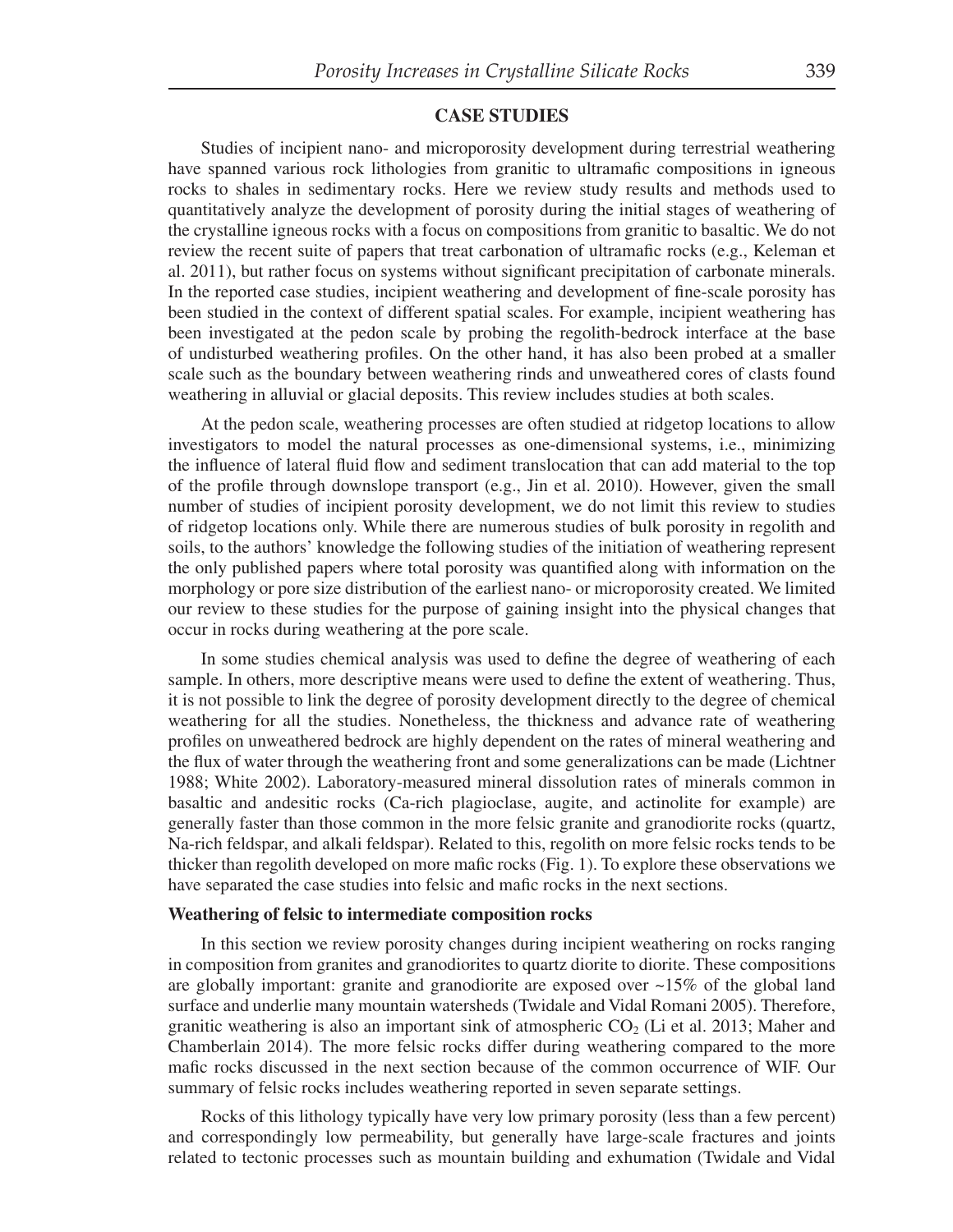## CASE STUDIES

Studies of incipient nano- and microporosity development during terrestrial weathering have spanned various rock lithologies from granitic to ultramafic compositions in igneous rocks to shales in sedimentary rocks. Here we review study results and methods used to quantitatively analyze the development of porosity during the initial stages of weathering of the crystalline igneous rocks with a focus on compositions from granitic to basaltic. We do not review the recent suite of papers that treat carbonation of ultramafic rocks (e.g., Keleman et al. 2011), but rather focus on systems without significant precipitation of carbonate minerals. In the reported case studies, incipient weathering and development of fine-scale porosity has been studied in the context of different spatial scales. For example, incipient weathering has been investigated at the pedon scale by probing the regolith-bedrock interface at the base of undisturbed weathering profiles. On the other hand, it has also been probed at a smaller scale such as the boundary between weathering rinds and unweathered cores of clasts found weathering in alluvial or glacial deposits. This review includes studies at both scales.

At the pedon scale, weathering processes are often studied at ridgetop locations to allow investigators to model the natural processes as one-dimensional systems, i.e., minimizing the influence of lateral fluid flow and sediment translocation that can add material to the top of the profile through downslope transport (e.g., Jin et al. 2010). However, given the small number of studies of incipient porosity development, we do not limit this review to studies of ridgetop locations only. While there are numerous studies of bulk porosity in regolith and soils, to the authors' knowledge the following studies of the initiation of weathering represent the only published papers where total porosity was quantified along with information on the morphology or pore size distribution of the earliest nano- or microporosity created. We limited our review to these studies for the purpose of gaining insight into the physical changes that occur in rocks during weathering at the pore scale.

In some studies chemical analysis was used to define the degree of weathering of each sample. In others, more descriptive means were used to define the extent of weathering. Thus, it is not possible to link the degree of porosity development directly to the degree of chemical weathering for all the studies. Nonetheless, the thickness and advance rate of weathering profiles on unweathered bedrock are highly dependent on the rates of mineral weathering and the flux of water through the weathering front and some generalizations can be made (Lichtner 1988; White 2002). Laboratory-measured mineral dissolution rates of minerals common in basaltic and andesitic rocks (Ca-rich plagioclase, augite, and actinolite for example) are generally faster than those common in the more felsic granite and granodiorite rocks (quartz, Na-rich feldspar, and alkali feldspar). Related to this, regolith on more felsic rocks tends to be thicker than regolith developed on more mafic rocks (Fig. 1). To explore these observations we have separated the case studies into felsic and mafic rocks in the next sections.

### Weathering of felsic to intermediate composition rocks

In this section we review porosity changes during incipient weathering on rocks ranging in composition from granites and granodiorites to quartz diorite to diorite. These compositions are globally important: granite and granodiorite are exposed over ~15% of the global land surface and underlie many mountain watersheds (Twidale and Vidal Romani 2005). Therefore, granitic weathering is also an important sink of atmospheric $CO_2$ (Li et al. 2013; Maher and Chamberlain 2014). The more felsic rocks differ during weathering compared to the more mafic rocks discussed in the next section because of the common occurrence of WIF. Our summary of felsic rocks includes weathering reported in seven separate settings.

Rocks of this lithology typically have very low primary porosity (less than a few percent) and correspondingly low permeability, but generally have large-scale fractures and joints related to tectonic processes such as mountain building and exhumation (Twidale and Vidal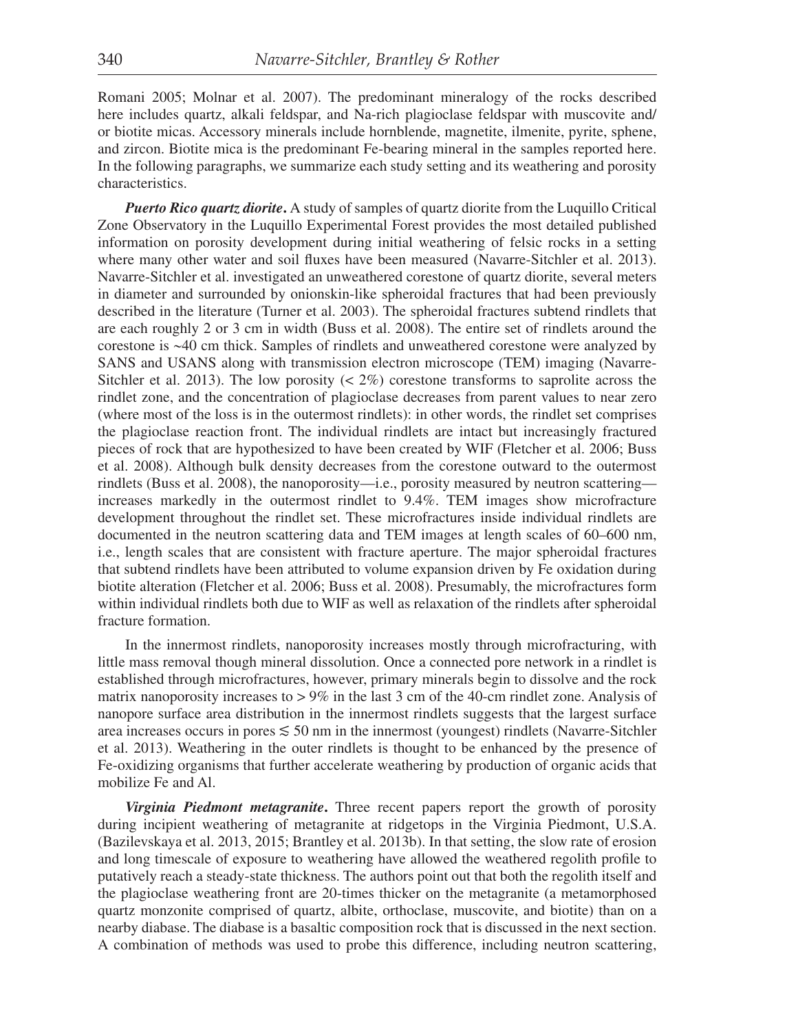Romani 2005; Molnar et al. 2007). The predominant mineralogy of the rocks described here includes quartz, alkali feldspar, and Na-rich plagioclase feldspar with muscovite and/or biotite micas. Accessory minerals include hornblende, magnetite, ilmenite, pyrite, sphene, and zircon. Biotite mica is the predominant Fe-bearing mineral in the samples reported here. In the following paragraphs, we summarize each study setting and its weathering and porosity characteristics.

***Puerto Rico quartz diorite*.** A study of samples of quartz diorite from the Luquillo Critical Zone Observatory in the Luquillo Experimental Forest provides the most detailed published information on porosity development during initial weathering of felsic rocks in a setting where many other water and soil fluxes have been measured (Navarre-Sitchler et al. 2013). Navarre-Sitchler et al. investigated an unweathered corestone of quartz diorite, several meters in diameter and surrounded by onionskin-like spheroidal fractures that had been previously described in the literature (Turner et al. 2003). The spheroidal fractures subtend rindlets that are each roughly 2 or 3 cm in width (Buss et al. 2008). The entire set of rindlets around the corestone is ~40 cm thick. Samples of rindlets and unweathered corestone were analyzed by SANS and USANS along with transmission electron microscope (TEM) imaging (Navarre-Sitchler et al. 2013). The low porosity (< 2%) corestone transforms to saprolite across the rindlet zone, and the concentration of plagioclase decreases from parent values to near zero (where most of the loss is in the outermost rindlets): in other words, the rindlet set comprises the plagioclase reaction front. The individual rindlets are intact but increasingly fractured pieces of rock that are hypothesized to have been created by WIF (Fletcher et al. 2006; Buss et al. 2008). Although bulk density decreases from the corestone outward to the outermost rindlets (Buss et al. 2008), the nanoporosity—i.e., porosity measured by neutron scattering—increases markedly in the outermost rindlet to 9.4%. TEM images show microfracture development throughout the rindlet set. These microfractures inside individual rindlets are documented in the neutron scattering data and TEM images at length scales of 60–600 nm, i.e., length scales that are consistent with fracture aperture. The major spheroidal fractures that subtend rindlets have been attributed to volume expansion driven by Fe oxidation during biotite alteration (Fletcher et al. 2006; Buss et al. 2008). Presumably, the microfractures form within individual rindlets both due to WIF as well as relaxation of the rindlets after spheroidal fracture formation.

In the innermost rindlets, nanoporosity increases mostly through microfracturing, with little mass removal though mineral dissolution. Once a connected pore network in a rindlet is established through microfractures, however, primary minerals begin to dissolve and the rock matrix nanoporosity increases to > 9% in the last 3 cm of the 40-cm rindlet zone. Analysis of nanopore surface area distribution in the innermost rindlets suggests that the largest surface area increases occurs in pores $\lesssim$ 50 nm in the innermost (youngest) rindlets (Navarre-Sitchler et al. 2013). Weathering in the outer rindlets is thought to be enhanced by the presence of Fe-oxidizing organisms that further accelerate weathering by production of organic acids that mobilize Fe and Al.

***Virginia Piedmont metagranite*.** Three recent papers report the growth of porosity during incipient weathering of metagranite at ridgetops in the Virginia Piedmont, U.S.A. (Bazilevskaya et al. 2013, 2015; Brantley et al. 2013b). In that setting, the slow rate of erosion and long timescale of exposure to weathering have allowed the weathered regolith profile to putatively reach a steady-state thickness. The authors point out that both the regolith itself and the plagioclase weathering front are 20-times thicker on the metagranite (a metamorphosed quartz monzonite comprised of quartz, albite, orthoclase, muscovite, and biotite) than on a nearby diabase. The diabase is a basaltic composition rock that is discussed in the next section. A combination of methods was used to probe this difference, including neutron scattering,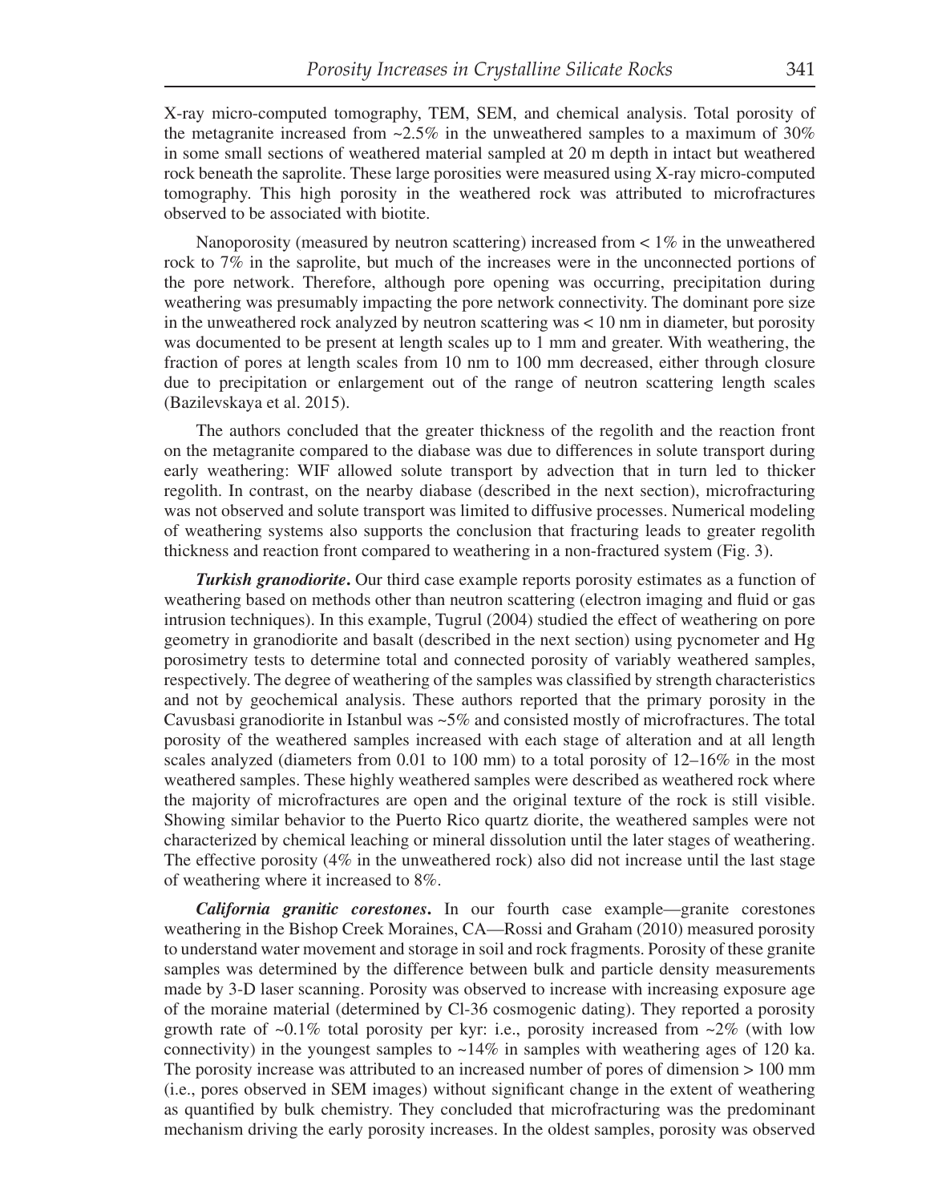X-ray micro-computed tomography, TEM, SEM, and chemical analysis. Total porosity of the metagranite increased from ~2.5% in the unweathered samples to a maximum of 30% in some small sections of weathered material sampled at 20 m depth in intact but weathered rock beneath the saprolite. These large porosities were measured using X-ray micro-computed tomography. This high porosity in the weathered rock was attributed to microfractures observed to be associated with biotite.

Nanoporosity (measured by neutron scattering) increased from < 1% in the unweathered rock to 7% in the saprolite, but much of the increases were in the unconnected portions of the pore network. Therefore, although pore opening was occurring, precipitation during weathering was presumably impacting the pore network connectivity. The dominant pore size in the unweathered rock analyzed by neutron scattering was < 10 nm in diameter, but porosity was documented to be present at length scales up to 1 mm and greater. With weathering, the fraction of pores at length scales from 10 nm to 100 mm decreased, either through closure due to precipitation or enlargement out of the range of neutron scattering length scales (Bazilevskaya et al. 2015).

The authors concluded that the greater thickness of the regolith and the reaction front on the metagranite compared to the diabase was due to differences in solute transport during early weathering: WIF allowed solute transport by advection that in turn led to thicker regolith. In contrast, on the nearby diabase (described in the next section), microfracturing was not observed and solute transport was limited to diffusive processes. Numerical modeling of weathering systems also supports the conclusion that fracturing leads to greater regolith thickness and reaction front compared to weathering in a non-fractured system (Fig. 3).

***Turkish granodiorite*.** Our third case example reports porosity estimates as a function of weathering based on methods other than neutron scattering (electron imaging and fluid or gas intrusion techniques). In this example, Tugrul (2004) studied the effect of weathering on pore geometry in granodiorite and basalt (described in the next section) using pycnometer and Hg porosimetry tests to determine total and connected porosity of variably weathered samples, respectively. The degree of weathering of the samples was classified by strength characteristics and not by geochemical analysis. These authors reported that the primary porosity in the Cavusbasi granodiorite in Istanbul was ~5% and consisted mostly of microfractures. The total porosity of the weathered samples increased with each stage of alteration and at all length scales analyzed (diameters from 0.01 to 100 mm) to a total porosity of 12–16% in the most weathered samples. These highly weathered samples were described as weathered rock where the majority of microfractures are open and the original texture of the rock is still visible. Showing similar behavior to the Puerto Rico quartz diorite, the weathered samples were not characterized by chemical leaching or mineral dissolution until the later stages of weathering. The effective porosity (4% in the unweathered rock) also did not increase until the last stage of weathering where it increased to 8%.

***California granitic corestones*.** In our fourth case example—granite corestones weathering in the Bishop Creek Moraines, CA—Rossi and Graham (2010) measured porosity to understand water movement and storage in soil and rock fragments. Porosity of these granite samples was determined by the difference between bulk and particle density measurements made by 3-D laser scanning. Porosity was observed to increase with increasing exposure age of the moraine material (determined by Cl-36 cosmogenic dating). They reported a porosity growth rate of ~0.1% total porosity per kyr: i.e., porosity increased from ~2% (with low connectivity) in the youngest samples to ~14% in samples with weathering ages of 120 ka. The porosity increase was attributed to an increased number of pores of dimension > 100 mm (i.e., pores observed in SEM images) without significant change in the extent of weathering as quantified by bulk chemistry. They concluded that microfracturing was the predominant mechanism driving the early porosity increases. In the oldest samples, porosity was observed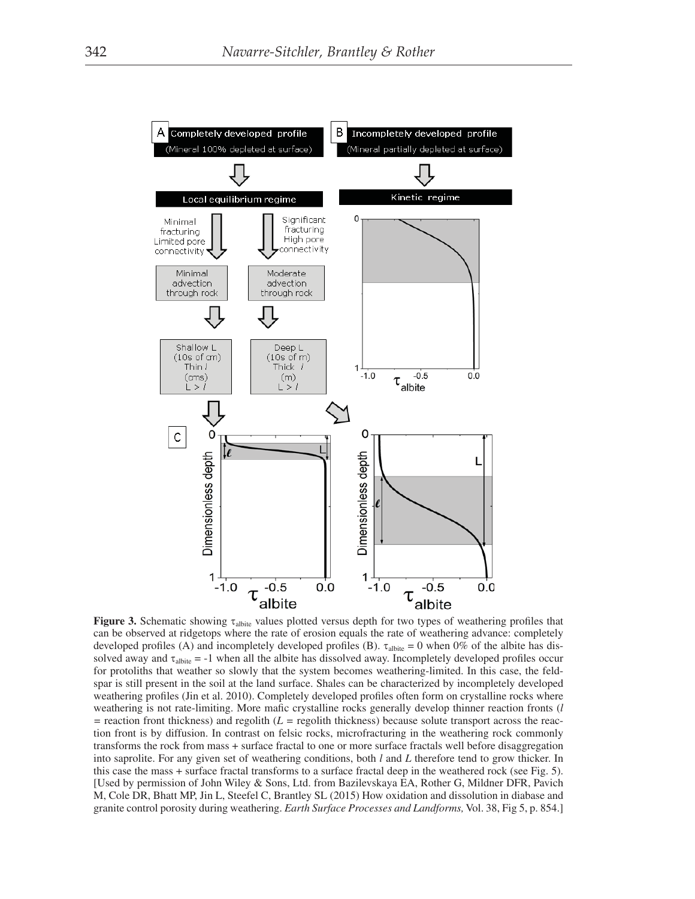**Figure 3.** Schematic showing $\tau_{albite}$ values plotted versus depth for two types of weathering profiles that can be observed at ridgetops where the rate of erosion equals the rate of weathering advance: completely developed profiles (A) and incompletely developed profiles (B). $\tau_{albite} = 0$ when 0% of the albite has dissolved away and $\tau_{albite} = -1$ when all the albite has dissolved away. Incompletely developed profiles occur for protoliths that weather so slowly that the system becomes weathering-limited. In this case, the feldspar is still present in the soil at the land surface. Shales can be characterized by incompletely developed weathering profiles (Jin et al. 2010). Completely developed profiles often form on crystalline rocks where weathering is not rate-limiting. More mafic crystalline rocks generally develop thinner reaction fronts ($l$ = reaction front thickness) and regolith ($L$ = regolith thickness) because solute transport across the reaction front is by diffusion. In contrast on felsic rocks, microfracturing in the weathering rock commonly transforms the rock from mass + surface fractal to one or more surface fractals well before disaggregation into saprolite. For any given set of weathering conditions, both $l$ and $L$ therefore tend to grow thicker. In this case the mass + surface fractal transforms to a surface fractal deep in the weathered rock (see Fig. 5). [Used by permission of John Wiley & Sons, Ltd. from Bazilevskaya EA, Rother G, Mildner DFR, Pavich M, Cole DR, Bhatt MP, Jin L, Steefel C, Brantley SL (2015) How oxidation and dissolution in diabase and granite control porosity during weathering. *Earth Surface Processes and Landforms,* Vol. 38, Fig 5, p. 854.]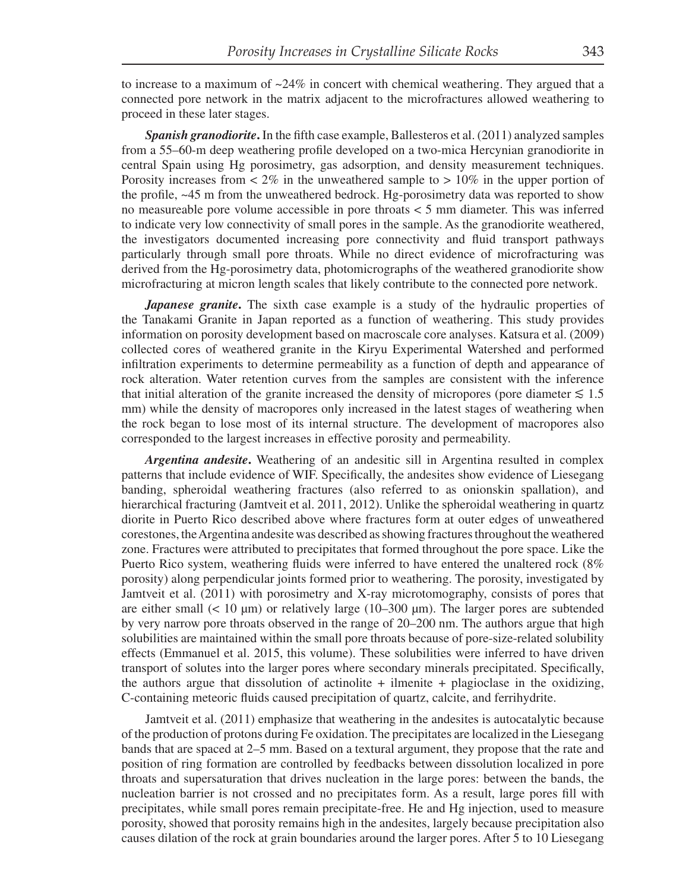to increase to a maximum of ~24% in concert with chemical weathering. They argued that a connected pore network in the matrix adjacent to the microfractures allowed weathering to proceed in these later stages.

***Spanish granodiorite*.** In the fifth case example, Ballesteros et al. (2011) analyzed samples from a 55–60-m deep weathering profile developed on a two-mica Hercynian granodiorite in central Spain using Hg porosimetry, gas adsorption, and density measurement techniques. Porosity increases from < 2% in the unweathered sample to > 10% in the upper portion of the profile, ~45 m from the unweathered bedrock. Hg-porosimetry data was reported to show no measureable pore volume accessible in pore throats < 5 mm diameter. This was inferred to indicate very low connectivity of small pores in the sample. As the granodiorite weathered, the investigators documented increasing pore connectivity and fluid transport pathways particularly through small pore throats. While no direct evidence of microfracturing was derived from the Hg-porosimetry data, photomicrographs of the weathered granodiorite show microfracturing at micron length scales that likely contribute to the connected pore network.

***Japanese granite*.** The sixth case example is a study of the hydraulic properties of the Tanakami Granite in Japan reported as a function of weathering. This study provides information on porosity development based on macroscale core analyses. Katsura et al. (2009) collected cores of weathered granite in the Kiryu Experimental Watershed and performed infiltration experiments to determine permeability as a function of depth and appearance of rock alteration. Water retention curves from the samples are consistent with the inference that initial alteration of the granite increased the density of micropores (pore diameter $\lesssim$ 1.5 mm) while the density of macropores only increased in the latest stages of weathering when the rock began to lose most of its internal structure. The development of macropores also corresponded to the largest increases in effective porosity and permeability.

***Argentina andesite*.** Weathering of an andesitic sill in Argentina resulted in complex patterns that include evidence of WIF. Specifically, the andesites show evidence of Liesegang banding, spheroidal weathering fractures (also referred to as onionskin spallation), and hierarchical fracturing (Jamtveit et al. 2011, 2012). Unlike the spheroidal weathering in quartz diorite in Puerto Rico described above where fractures form at outer edges of unweathered corestones, the Argentina andesite was described as showing fractures throughout the weathered zone. Fractures were attributed to precipitates that formed throughout the pore space. Like the Puerto Rico system, weathering fluids were inferred to have entered the unaltered rock (8% porosity) along perpendicular joints formed prior to weathering. The porosity, investigated by Jamtveit et al. (2011) with porosimetry and X-ray microtomography, consists of pores that are either small (< 10 μm) or relatively large (10–300 μm). The larger pores are subtended by very narrow pore throats observed in the range of 20–200 nm. The authors argue that high solubilities are maintained within the small pore throats because of pore-size-related solubility effects (Emmanuel et al. 2015, this volume). These solubilities were inferred to have driven transport of solutes into the larger pores where secondary minerals precipitated. Specifically, the authors argue that dissolution of actinolite + ilmenite + plagioclase in the oxidizing, C-containing meteoric fluids caused precipitation of quartz, calcite, and ferrihydrite.

Jamtveit et al. (2011) emphasize that weathering in the andesites is autocatalytic because of the production of protons during Fe oxidation. The precipitates are localized in the Liesegang bands that are spaced at 2–5 mm. Based on a textural argument, they propose that the rate and position of ring formation are controlled by feedbacks between dissolution localized in pore throats and supersaturation that drives nucleation in the large pores: between the bands, the nucleation barrier is not crossed and no precipitates form. As a result, large pores fill with precipitates, while small pores remain precipitate-free. He and Hg injection, used to measure porosity, showed that porosity remains high in the andesites, largely because precipitation also causes dilation of the rock at grain boundaries around the larger pores. After 5 to 10 Liesegang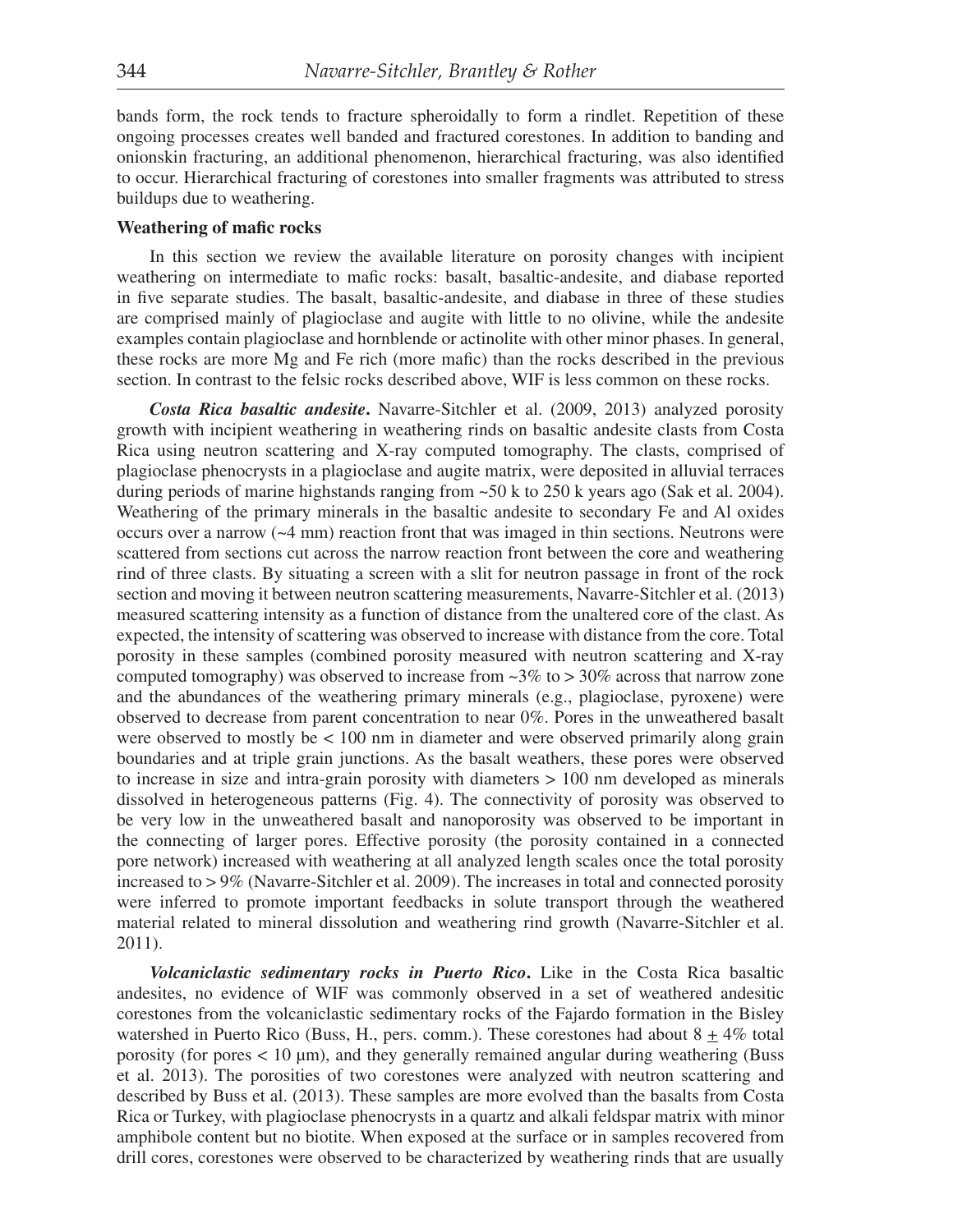bands form, the rock tends to fracture spheroidally to form a rindlet. Repetition of these ongoing processes creates well banded and fractured corestones. In addition to banding and onionskin fracturing, an additional phenomenon, hierarchical fracturing, was also identified to occur. Hierarchical fracturing of corestones into smaller fragments was attributed to stress buildups due to weathering.

**Weathering of mafic rocks**

In this section we review the available literature on porosity changes with incipient weathering on intermediate to mafic rocks: basalt, basaltic-andesite, and diabase reported in five separate studies. The basalt, basaltic-andesite, and diabase in three of these studies are comprised mainly of plagioclase and augite with little to no olivine, while the andesite examples contain plagioclase and hornblende or actinolite with other minor phases. In general, these rocks are more Mg and Fe rich (more mafic) than the rocks described in the previous section. In contrast to the felsic rocks described above, WIF is less common on these rocks.

***Costa Rica basaltic andesite*.** Navarre-Sitchler et al. (2009, 2013) analyzed porosity growth with incipient weathering in weathering rinds on basaltic andesite clasts from Costa Rica using neutron scattering and X-ray computed tomography. The clasts, comprised of plagioclase phenocrysts in a plagioclase and augite matrix, were deposited in alluvial terraces during periods of marine highstands ranging from ~50 k to 250 k years ago (Sak et al. 2004). Weathering of the primary minerals in the basaltic andesite to secondary Fe and Al oxides occurs over a narrow (~4 mm) reaction front that was imaged in thin sections. Neutrons were scattered from sections cut across the narrow reaction front between the core and weathering rind of three clasts. By situating a screen with a slit for neutron passage in front of the rock section and moving it between neutron scattering measurements, Navarre-Sitchler et al. (2013) measured scattering intensity as a function of distance from the unaltered core of the clast. As expected, the intensity of scattering was observed to increase with distance from the core. Total porosity in these samples (combined porosity measured with neutron scattering and X-ray computed tomography) was observed to increase from ~3% to > 30% across that narrow zone and the abundances of the weathering primary minerals (e.g., plagioclase, pyroxene) were observed to decrease from parent concentration to near 0%. Pores in the unweathered basalt were observed to mostly be < 100 nm in diameter and were observed primarily along grain boundaries and at triple grain junctions. As the basalt weathers, these pores were observed to increase in size and intra-grain porosity with diameters > 100 nm developed as minerals dissolved in heterogeneous patterns (Fig. 4). The connectivity of porosity was observed to be very low in the unweathered basalt and nanoporosity was observed to be important in the connecting of larger pores. Effective porosity (the porosity contained in a connected pore network) increased with weathering at all analyzed length scales once the total porosity increased to > 9% (Navarre-Sitchler et al. 2009). The increases in total and connected porosity were inferred to promote important feedbacks in solute transport through the weathered material related to mineral dissolution and weathering rind growth (Navarre-Sitchler et al. 2011).

***Volcaniclastic sedimentary rocks in Puerto Rico*.** Like in the Costa Rica basaltic andesites, no evidence of WIF was commonly observed in a set of weathered andesitic corestones from the volcaniclastic sedimentary rocks of the Fajardo formation in the Bisley watershed in Puerto Rico (Buss, H., pers. comm.). These corestones had about 8 ± 4% total porosity (for pores < 10 μm), and they generally remained angular during weathering (Buss et al. 2013). The porosities of two corestones were analyzed with neutron scattering and described by Buss et al. (2013). These samples are more evolved than the basalts from Costa Rica or Turkey, with plagioclase phenocrysts in a quartz and alkali feldspar matrix with minor amphibole content but no biotite. When exposed at the surface or in samples recovered from drill cores, corestones were observed to be characterized by weathering rinds that are usually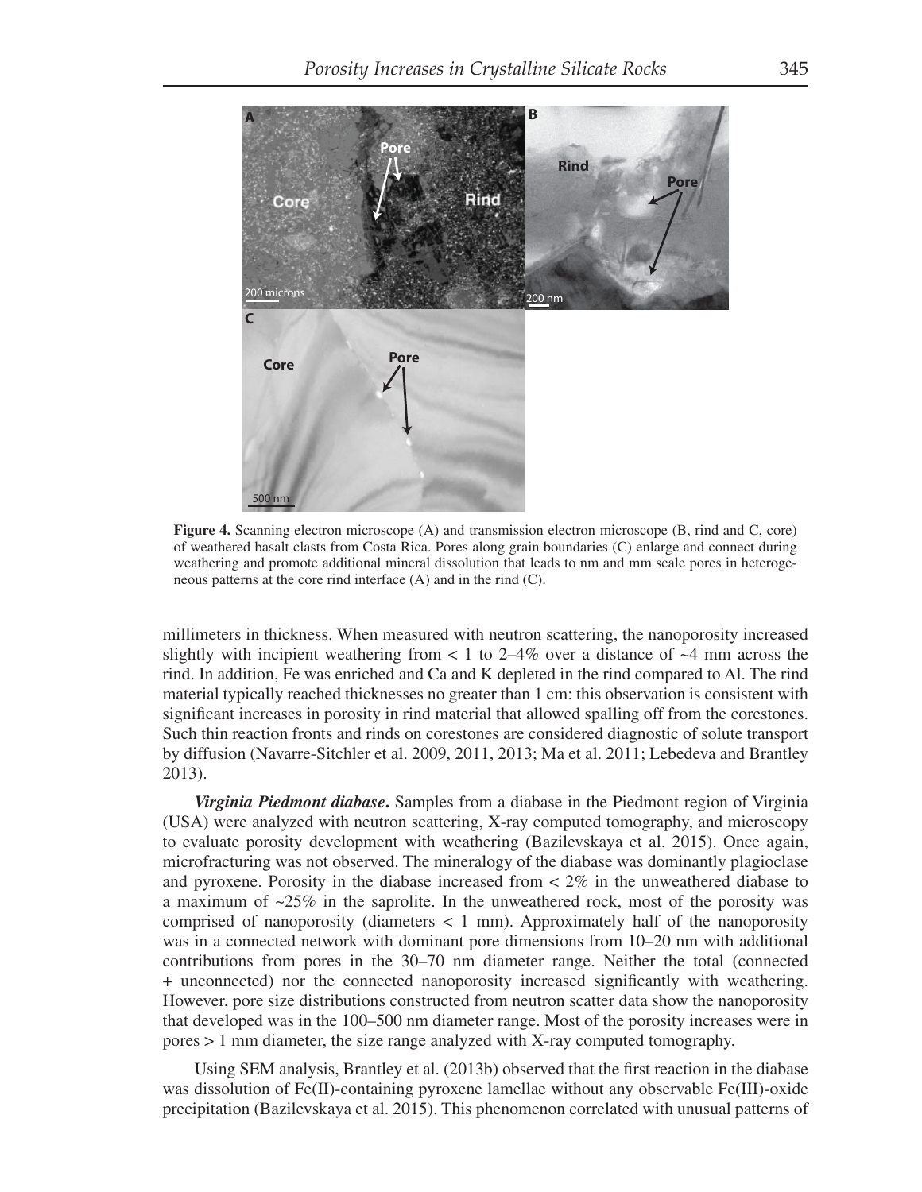**Figure 4.** Scanning electron microscope (A) and transmission electron microscope (B, rind and C, core) of weathered basalt clasts from Costa Rica. Pores along grain boundaries (C) enlarge and connect during weathering and promote additional mineral dissolution that leads to nm and mm scale pores in heterogeneous patterns at the core rind interface (A) and in the rind (C).

millimeters in thickness. When measured with neutron scattering, the nanoporosity increased slightly with incipient weathering from < 1 to 2–4% over a distance of ~4 mm across the rind. In addition, Fe was enriched and Ca and K depleted in the rind compared to Al. The rind material typically reached thicknesses no greater than 1 cm: this observation is consistent with significant increases in porosity in rind material that allowed spalling off from the corestones. Such thin reaction fronts and rinds on corestones are considered diagnostic of solute transport by diffusion (Navarre-Sitchler et al. 2009, 2011, 2013; Ma et al. 2011; Lebedeva and Brantley 2013).

***Virginia Piedmont diabase*.** Samples from a diabase in the Piedmont region of Virginia (USA) were analyzed with neutron scattering, X-ray computed tomography, and microscopy to evaluate porosity development with weathering (Bazilevskaya et al. 2015). Once again, microfracturing was not observed. The mineralogy of the diabase was dominantly plagioclase and pyroxene. Porosity in the diabase increased from < 2% in the unweathered diabase to a maximum of ~25% in the saprolite. In the unweathered rock, most of the porosity was comprised of nanoporosity (diameters < 1 mm). Approximately half of the nanoporosity was in a connected network with dominant pore dimensions from 10–20 nm with additional contributions from pores in the 30–70 nm diameter range. Neither the total (connected + unconnected) nor the connected nanoporosity increased significantly with weathering. However, pore size distributions constructed from neutron scatter data show the nanoporosity that developed was in the 100–500 nm diameter range. Most of the porosity increases were in pores > 1 mm diameter, the size range analyzed with X-ray computed tomography.

Using SEM analysis, Brantley et al. (2013b) observed that the first reaction in the diabase was dissolution of Fe(II)-containing pyroxene lamellae without any observable Fe(III)-oxide precipitation (Bazilevskaya et al. 2015). This phenomenon correlated with unusual patterns of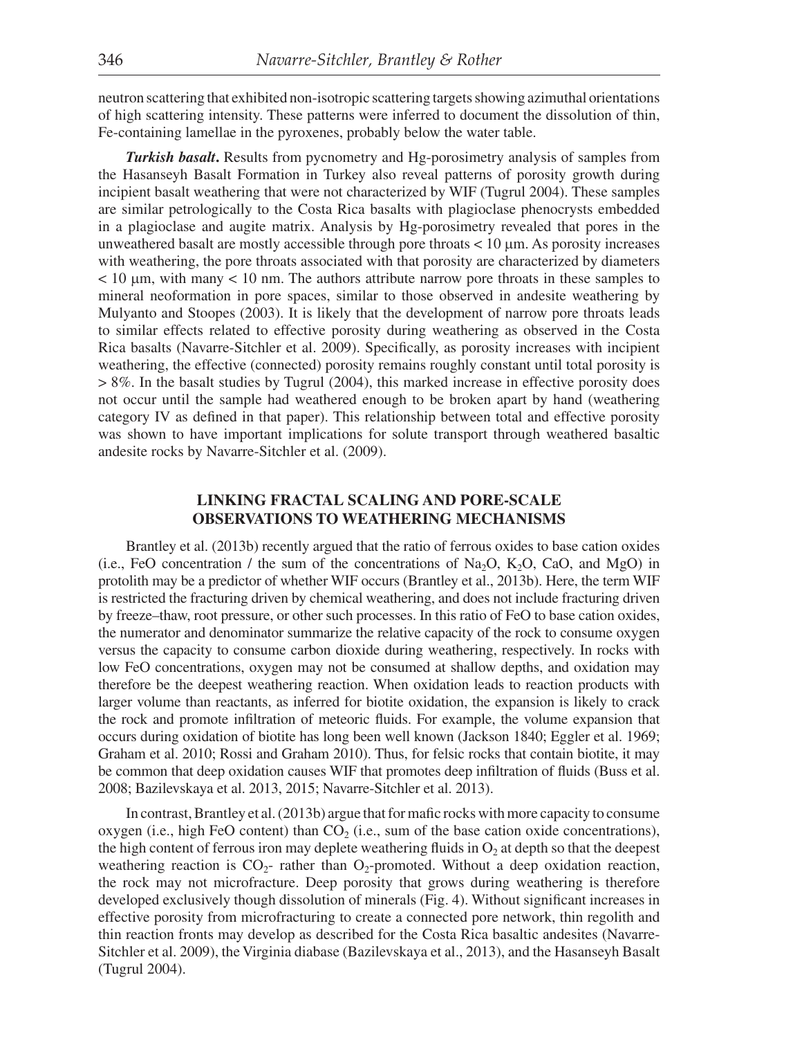neutron scattering that exhibited non-isotropic scattering targets showing azimuthal orientations of high scattering intensity. These patterns were inferred to document the dissolution of thin, Fe-containing lamellae in the pyroxenes, probably below the water table.

***Turkish basalt*.** Results from pycnometry and Hg-porosimetry analysis of samples from the Hasanseyh Basalt Formation in Turkey also reveal patterns of porosity growth during incipient basalt weathering that were not characterized by WIF (Tugrul 2004). These samples are similar petrologically to the Costa Rica basalts with plagioclase phenocrysts embedded in a plagioclase and augite matrix. Analysis by Hg-porosimetry revealed that pores in the unweathered basalt are mostly accessible through pore throats < 10 μm. As porosity increases with weathering, the pore throats associated with that porosity are characterized by diameters < 10 μm, with many < 10 nm. The authors attribute narrow pore throats in these samples to mineral neoformation in pore spaces, similar to those observed in andesite weathering by Mulyanto and Stoopes (2003). It is likely that the development of narrow pore throats leads to similar effects related to effective porosity during weathering as observed in the Costa Rica basalts (Navarre-Sitchler et al. 2009). Specifically, as porosity increases with incipient weathering, the effective (connected) porosity remains roughly constant until total porosity is > 8%. In the basalt studies by Tugrul (2004), this marked increase in effective porosity does not occur until the sample had weathered enough to be broken apart by hand (weathering category IV as defined in that paper). This relationship between total and effective porosity was shown to have important implications for solute transport through weathered basaltic andesite rocks by Navarre-Sitchler et al. (2009).

## LINKING FRACTAL SCALING AND PORE-SCALE OBSERVATIONS TO WEATHERING MECHANISMS

Brantley et al. (2013b) recently argued that the ratio of ferrous oxides to base cation oxides (i.e., FeO concentration / the sum of the concentrations of $Na_2O$, $K_2O$, CaO, and MgO) in protolith may be a predictor of whether WIF occurs (Brantley et al., 2013b). Here, the term WIF is restricted the fracturing driven by chemical weathering, and does not include fracturing driven by freeze–thaw, root pressure, or other such processes. In this ratio of FeO to base cation oxides, the numerator and denominator summarize the relative capacity of the rock to consume oxygen versus the capacity to consume carbon dioxide during weathering, respectively. In rocks with low FeO concentrations, oxygen may not be consumed at shallow depths, and oxidation may therefore be the deepest weathering reaction. When oxidation leads to reaction products with larger volume than reactants, as inferred for biotite oxidation, the expansion is likely to crack the rock and promote infiltration of meteoric fluids. For example, the volume expansion that occurs during oxidation of biotite has long been well known (Jackson 1840; Eggler et al. 1969; Graham et al. 2010; Rossi and Graham 2010). Thus, for felsic rocks that contain biotite, it may be common that deep oxidation causes WIF that promotes deep infiltration of fluids (Buss et al. 2008; Bazilevskaya et al. 2013, 2015; Navarre-Sitchler et al. 2013).

In contrast, Brantley et al. (2013b) argue that for mafic rocks with more capacity to consume oxygen (i.e., high FeO content) than $CO_2$ (i.e., sum of the base cation oxide concentrations), the high content of ferrous iron may deplete weathering fluids in $O_2$ at depth so that the deepest weathering reaction is $CO_2$- rather than $O_2$-promoted. Without a deep oxidation reaction, the rock may not microfracture. Deep porosity that grows during weathering is therefore developed exclusively though dissolution of minerals (Fig. 4). Without significant increases in effective porosity from microfracturing to create a connected pore network, thin regolith and thin reaction fronts may develop as described for the Costa Rica basaltic andesites (Navarre-Sitchler et al. 2009), the Virginia diabase (Bazilevskaya et al., 2013), and the Hasanseyh Basalt (Tugrul 2004).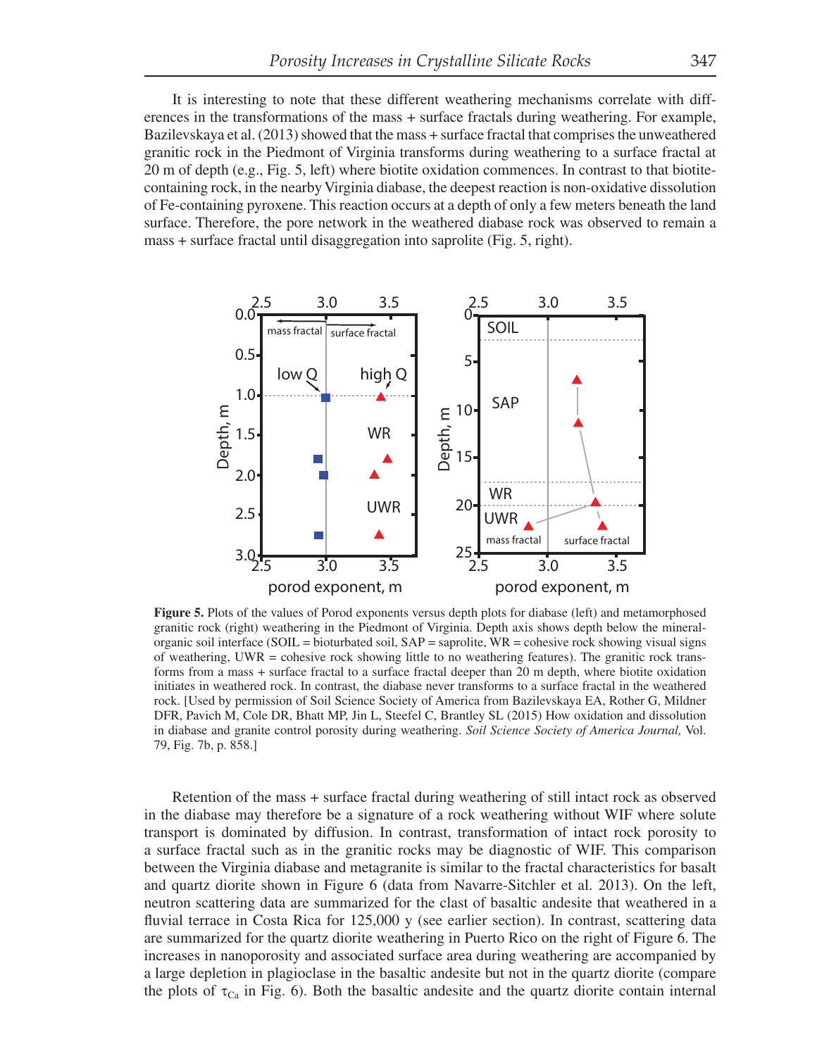It is interesting to note that these different weathering mechanisms correlate with differences in the transformations of the mass + surface fractals during weathering. For example, Bazilevskaya et al. (2013) showed that the mass + surface fractal that comprises the unweathered granitic rock in the Piedmont of Virginia transforms during weathering to a surface fractal at 20 m of depth (e.g., Fig. 5, left) where biotite oxidation commences. In contrast to that biotite-containing rock, in the nearby Virginia diabase, the deepest reaction is non-oxidative dissolution of Fe-containing pyroxene. This reaction occurs at a depth of only a few meters beneath the land surface. Therefore, the pore network in the weathered diabase rock was observed to remain a mass + surface fractal until disaggregation into saprolite (Fig. 5, right).

**Figure 5.** Plots of the values of Porod exponents versus depth plots for diabase (left) and metamorphosed granitic rock (right) weathering in the Piedmont of Virginia. Depth axis shows depth below the mineral-organic soil interface (SOIL = bioturbated soil, SAP = saprolite, WR = cohesive rock showing visual signs of weathering, UWR = cohesive rock showing little to no weathering features). The granitic rock transforms from a mass + surface fractal to a surface fractal deeper than 20 m depth, where biotite oxidation initiates in weathered rock. In contrast, the diabase never transforms to a surface fractal in the weathered rock. [Used by permission of Soil Science Society of America from Bazilevskaya EA, Rother G, Mildner DFR, Pavich M, Cole DR, Bhatt MP, Jin L, Steefel C, Brantley SL (2015) How oxidation and dissolution in diabase and granite control porosity during weathering. *Soil Science Society of America Journal,* Vol. 79, Fig. 7b, p. 858.]

Retention of the mass + surface fractal during weathering of still intact rock as observed in the diabase may therefore be a signature of a rock weathering without WIF where solute transport is dominated by diffusion. In contrast, transformation of intact rock porosity to a surface fractal such as in the granitic rocks may be diagnostic of WIF. This comparison between the Virginia diabase and metagranite is similar to the fractal characteristics for basalt and quartz diorite shown in Figure 6 (data from Navarre-Sitchler et al. 2013). On the left, neutron scattering data are summarized for the clast of basaltic andesite that weathered in a fluvial terrace in Costa Rica for 125,000 y (see earlier section). In contrast, scattering data are summarized for the quartz diorite weathering in Puerto Rico on the right of Figure 6. The increases in nanoporosity and associated surface area during weathering are accompanied by a large depletion in plagioclase in the basaltic andesite but not in the quartz diorite (compare the plots of $\tau_{Ca}$ in Fig. 6). Both the basaltic andesite and the quartz diorite contain internal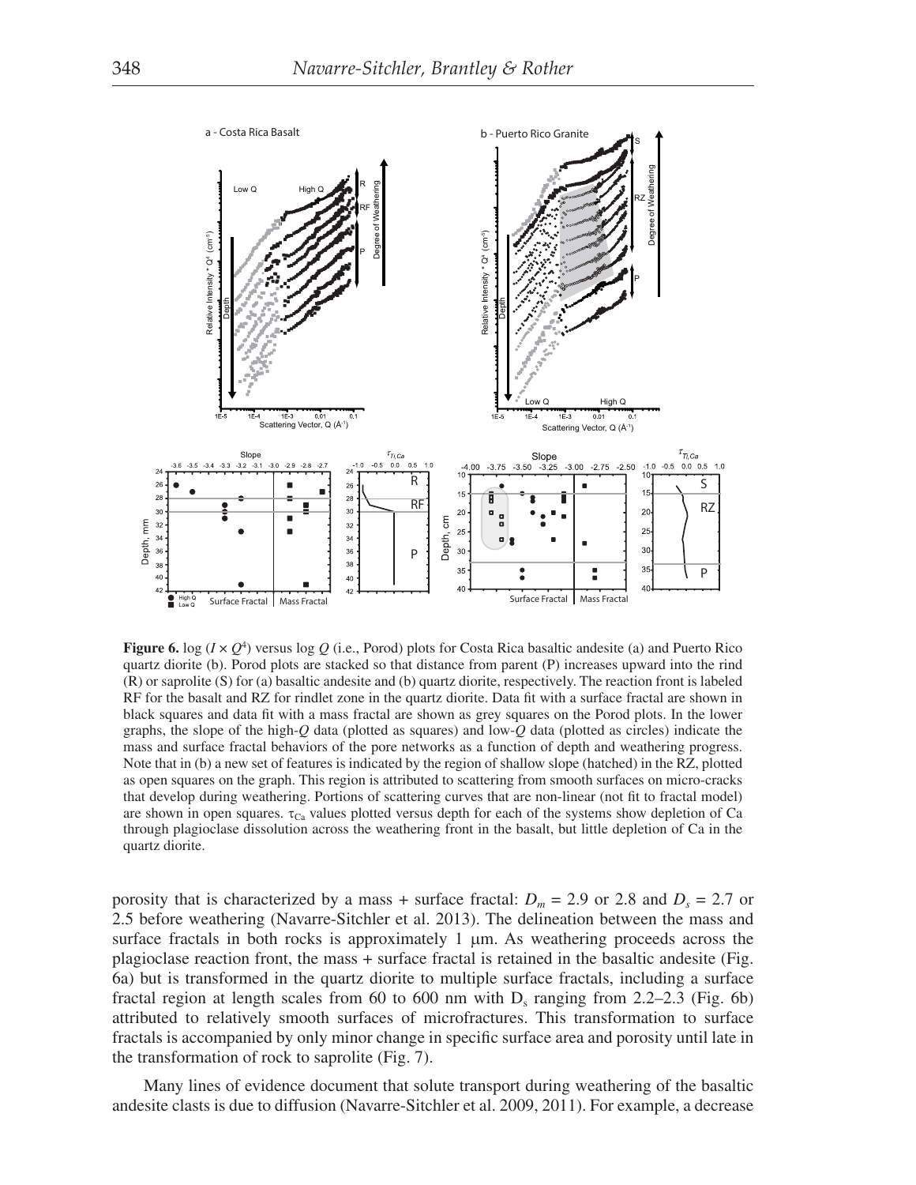**Figure 6.** log ($I \times Q^4$) versus log $Q$ (i.e., Porod) plots for Costa Rica basaltic andesite (a) and Puerto Rico quartz diorite (b). Porod plots are stacked so that distance from parent (P) increases upward into the rind (R) or saprolite (S) for (a) basaltic andesite and (b) quartz diorite, respectively. The reaction front is labeled RF for the basalt and RZ for rindlet zone in the quartz diorite. Data fit with a surface fractal are shown in black squares and data fit with a mass fractal are shown as grey squares on the Porod plots. In the lower graphs, the slope of the high-$Q$ data (plotted as squares) and low-$Q$ data (plotted as circles) indicate the mass and surface fractal behaviors of the pore networks as a function of depth and weathering progress. Note that in (b) a new set of features is indicated by the region of shallow slope (hatched) in the RZ, plotted as open squares on the graph. This region is attributed to scattering from smooth surfaces on micro-cracks that develop during weathering. Portions of scattering curves that are non-linear (not fit to fractal model) are shown in open squares. $\tau_{Ca}$ values plotted versus depth for each of the systems show depletion of Ca through plagioclase dissolution across the weathering front in the basalt, but little depletion of Ca in the quartz diorite.

porosity that is characterized by a mass + surface fractal: $D_m = 2.9$ or 2.8 and $D_s = 2.7$ or 2.5 before weathering (Navarre-Sitchler et al. 2013). The delineation between the mass and surface fractals in both rocks is approximately 1 μm. As weathering proceeds across the plagioclase reaction front, the mass + surface fractal is retained in the basaltic andesite (Fig. 6a) but is transformed in the quartz diorite to multiple surface fractals, including a surface fractal region at length scales from 60 to 600 nm with $D_s$ ranging from 2.2–2.3 (Fig. 6b) attributed to relatively smooth surfaces of microfractures. This transformation to surface fractals is accompanied by only minor change in specific surface area and porosity until late in the transformation of rock to saprolite (Fig. 7).

Many lines of evidence document that solute transport during weathering of the basaltic andesite clasts is due to diffusion (Navarre-Sitchler et al. 2009, 2011). For example, a decrease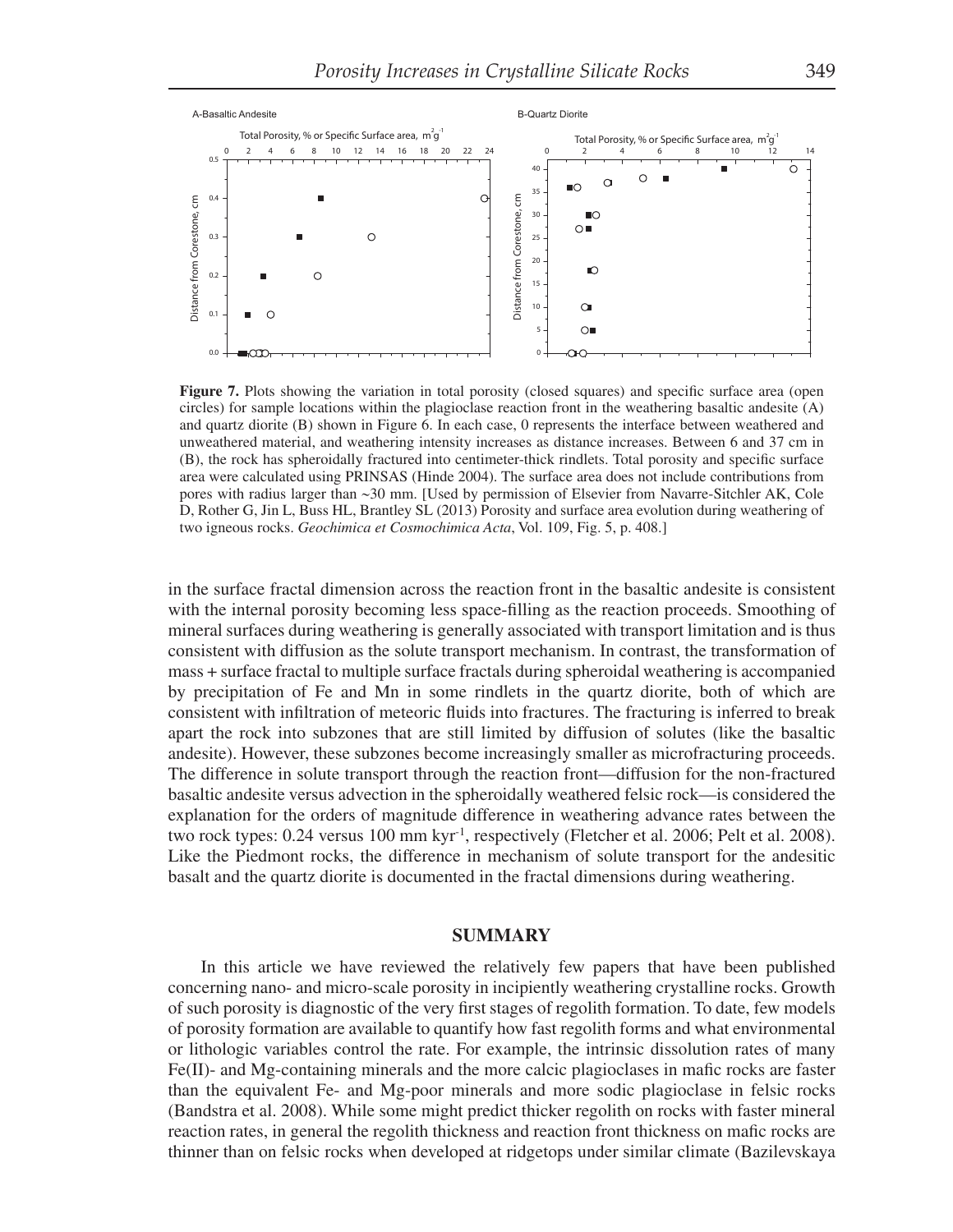A-Basaltic Andesite

Total Porosity, % or Specific Surface area, $m^2g^{-1}$

0 2 4 6 8 10 12 14 16 18 20 22 24

Distance from Corestone, cm

0.0 0.1 0.2 0.3 0.4 0.5

B-Quartz Diorite

Total Porosity, % or Specific Surface area, $m^2g^{-1}$

0 2 4 6 8 10 12 14

Distance from Corestone, cm

0 5 10 15 20 25 30 35 40

**Figure 7.** Plots showing the variation in total porosity (closed squares) and specific surface area (open circles) for sample locations within the plagioclase reaction front in the weathering basaltic andesite (A) and quartz diorite (B) shown in Figure 6. In each case, 0 represents the interface between weathered and unweathered material, and weathering intensity increases as distance increases. Between 6 and 37 cm in (B), the rock has spheroidally fractured into centimeter-thick rindlets. Total porosity and specific surface area were calculated using PRINSAS (Hinde 2004). The surface area does not include contributions from pores with radius larger than ~30 mm. [Used by permission of Elsevier from Navarre-Sitchler AK, Cole D, Rother G, Jin L, Buss HL, Brantley SL (2013) Porosity and surface area evolution during weathering of two igneous rocks. *Geochimica et Cosmochimica Acta*, Vol. 109, Fig. 5, p. 408.]

in the surface fractal dimension across the reaction front in the basaltic andesite is consistent with the internal porosity becoming less space-filling as the reaction proceeds. Smoothing of mineral surfaces during weathering is generally associated with transport limitation and is thus consistent with diffusion as the solute transport mechanism. In contrast, the transformation of mass + surface fractal to multiple surface fractals during spheroidal weathering is accompanied by precipitation of Fe and Mn in some rindlets in the quartz diorite, both of which are consistent with infiltration of meteoric fluids into fractures. The fracturing is inferred to break apart the rock into subzones that are still limited by diffusion of solutes (like the basaltic andesite). However, these subzones become increasingly smaller as microfracturing proceeds. The difference in solute transport through the reaction front—diffusion for the non-fractured basaltic andesite versus advection in the spheroidally weathered felsic rock—is considered the explanation for the orders of magnitude difference in weathering advance rates between the two rock types: 0.24 versus 100 mm $kyr^{-1}$, respectively (Fletcher et al. 2006; Pelt et al. 2008). Like the Piedmont rocks, the difference in mechanism of solute transport for the andesitic basalt and the quartz diorite is documented in the fractal dimensions during weathering.

## SUMMARY

In this article we have reviewed the relatively few papers that have been published concerning nano- and micro-scale porosity in incipiently weathering crystalline rocks. Growth of such porosity is diagnostic of the very first stages of regolith formation. To date, few models of porosity formation are available to quantify how fast regolith forms and what environmental or lithologic variables control the rate. For example, the intrinsic dissolution rates of many Fe(II)- and Mg-containing minerals and the more calcic plagioclases in mafic rocks are faster than the equivalent Fe- and Mg-poor minerals and more sodic plagioclase in felsic rocks (Bandstra et al. 2008). While some might predict thicker regolith on rocks with faster mineral reaction rates, in general the regolith thickness and reaction front thickness on mafic rocks are thinner than on felsic rocks when developed at ridgetops under similar climate (Bazilevskaya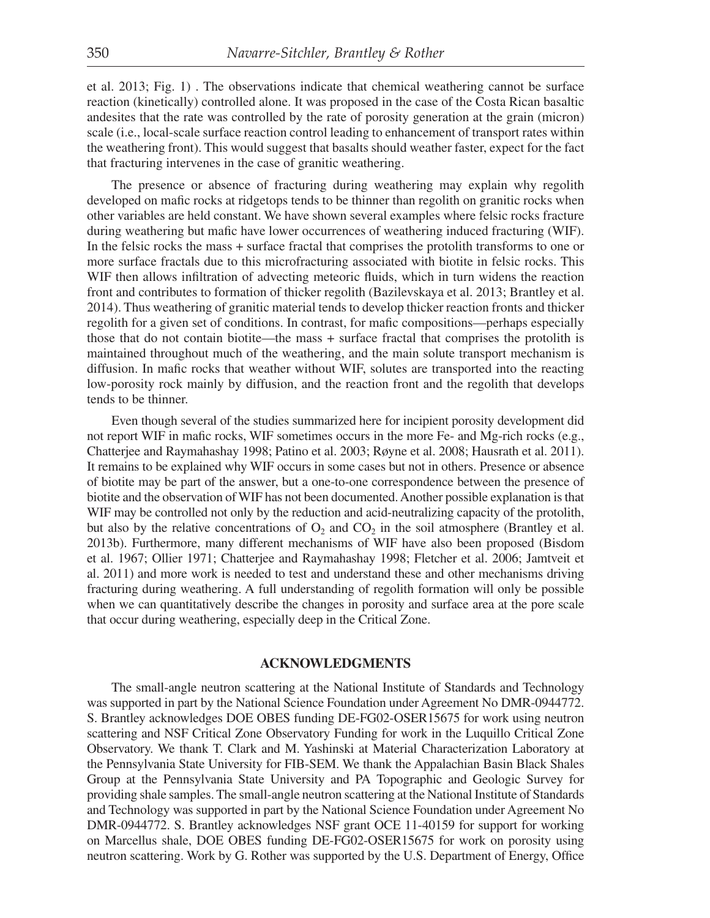et al. 2013; Fig. 1) . The observations indicate that chemical weathering cannot be surface reaction (kinetically) controlled alone. It was proposed in the case of the Costa Rican basaltic andesites that the rate was controlled by the rate of porosity generation at the grain (micron) scale (i.e., local-scale surface reaction control leading to enhancement of transport rates within the weathering front). This would suggest that basalts should weather faster, expect for the fact that fracturing intervenes in the case of granitic weathering.

The presence or absence of fracturing during weathering may explain why regolith developed on mafic rocks at ridgetops tends to be thinner than regolith on granitic rocks when other variables are held constant. We have shown several examples where felsic rocks fracture during weathering but mafic have lower occurrences of weathering induced fracturing (WIF). In the felsic rocks the mass + surface fractal that comprises the protolith transforms to one or more surface fractals due to this microfracturing associated with biotite in felsic rocks. This WIF then allows infiltration of advecting meteoric fluids, which in turn widens the reaction front and contributes to formation of thicker regolith (Bazilevskaya et al. 2013; Brantley et al. 2014). Thus weathering of granitic material tends to develop thicker reaction fronts and thicker regolith for a given set of conditions. In contrast, for mafic compositions—perhaps especially those that do not contain biotite—the mass + surface fractal that comprises the protolith is maintained throughout much of the weathering, and the main solute transport mechanism is diffusion. In mafic rocks that weather without WIF, solutes are transported into the reacting low-porosity rock mainly by diffusion, and the reaction front and the regolith that develops tends to be thinner.

Even though several of the studies summarized here for incipient porosity development did not report WIF in mafic rocks, WIF sometimes occurs in the more Fe- and Mg-rich rocks (e.g., Chatterjee and Raymahashay 1998; Patino et al. 2003; Røyne et al. 2008; Hausrath et al. 2011). It remains to be explained why WIF occurs in some cases but not in others. Presence or absence of biotite may be part of the answer, but a one-to-one correspondence between the presence of biotite and the observation of WIF has not been documented. Another possible explanation is that WIF may be controlled not only by the reduction and acid-neutralizing capacity of the protolith, but also by the relative concentrations of $O_2$ and $CO_2$ in the soil atmosphere (Brantley et al. 2013b). Furthermore, many different mechanisms of WIF have also been proposed (Bisdom et al. 1967; Ollier 1971; Chatterjee and Raymahashay 1998; Fletcher et al. 2006; Jamtveit et al. 2011) and more work is needed to test and understand these and other mechanisms driving fracturing during weathering. A full understanding of regolith formation will only be possible when we can quantitatively describe the changes in porosity and surface area at the pore scale that occur during weathering, especially deep in the Critical Zone.

## ACKNOWLEDGMENTS

The small-angle neutron scattering at the National Institute of Standards and Technology was supported in part by the National Science Foundation under Agreement No DMR-0944772. S. Brantley acknowledges DOE OBES funding DE-FG02-OSER15675 for work using neutron scattering and NSF Critical Zone Observatory Funding for work in the Luquillo Critical Zone Observatory. We thank T. Clark and M. Yashinski at Material Characterization Laboratory at the Pennsylvania State University for FIB-SEM. We thank the Appalachian Basin Black Shales Group at the Pennsylvania State University and PA Topographic and Geologic Survey for providing shale samples. The small-angle neutron scattering at the National Institute of Standards and Technology was supported in part by the National Science Foundation under Agreement No DMR-0944772. S. Brantley acknowledges NSF grant OCE 11-40159 for support for working on Marcellus shale, DOE OBES funding DE-FG02-OSER15675 for work on porosity using neutron scattering. Work by G. Rother was supported by the U.S. Department of Energy, Office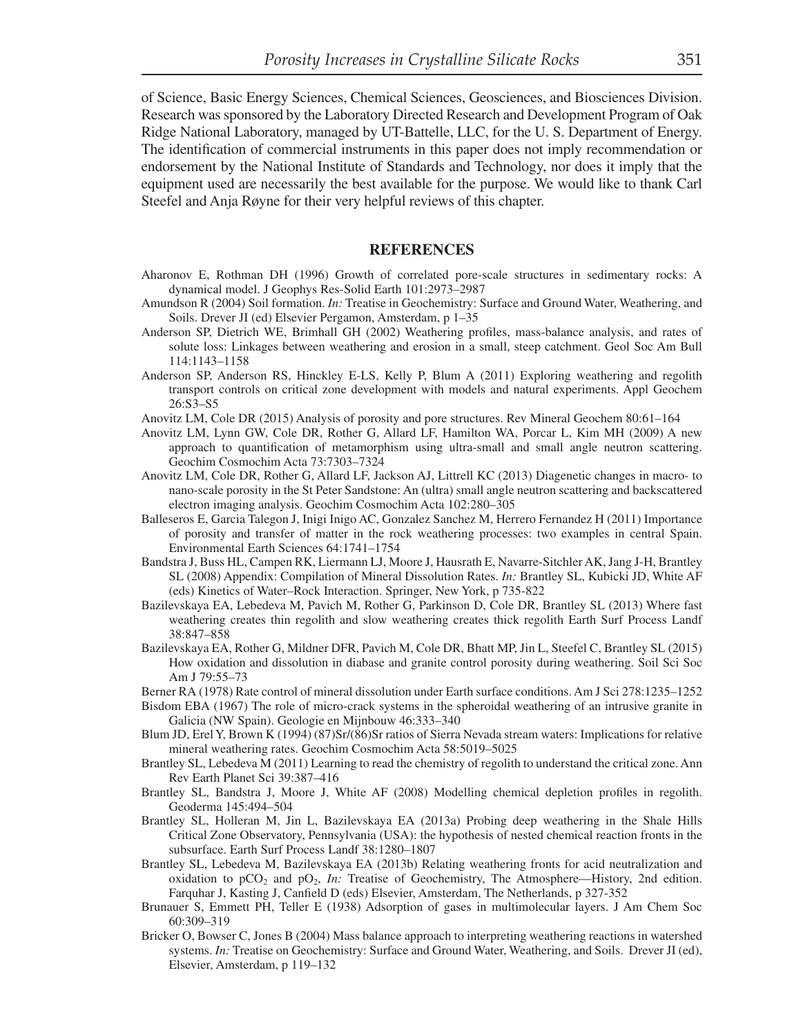of Science, Basic Energy Sciences, Chemical Sciences, Geosciences, and Biosciences Division. Research was sponsored by the Laboratory Directed Research and Development Program of Oak Ridge National Laboratory, managed by UT-Battelle, LLC, for the U. S. Department of Energy. The identification of commercial instruments in this paper does not imply recommendation or endorsement by the National Institute of Standards and Technology, nor does it imply that the equipment used are necessarily the best available for the purpose. We would like to thank Carl Steefel and Anja Røyne for their very helpful reviews of this chapter.

## REFERENCES

Aharonov E, Rothman DH (1996) Growth of correlated pore-scale structures in sedimentary rocks: A dynamical model. J Geophys Res-Solid Earth 101:2973–2987

Amundson R (2004) Soil formation. *In:* Treatise in Geochemistry: Surface and Ground Water, Weathering, and Soils. Drever JI (ed) Elsevier Pergamon, Amsterdam, p 1–35

Anderson SP, Dietrich WE, Brimhall GH (2002) Weathering profiles, mass-balance analysis, and rates of solute loss: Linkages between weathering and erosion in a small, steep catchment. Geol Soc Am Bull 114:1143–1158

Anderson SP, Anderson RS, Hinckley E-LS, Kelly P, Blum A (2011) Exploring weathering and regolith transport controls on critical zone development with models and natural experiments. Appl Geochem 26:S3–S5

Anovitz LM, Cole DR (2015) Analysis of porosity and pore structures. Rev Mineral Geochem 80:61–164

Anovitz LM, Lynn GW, Cole DR, Rother G, Allard LF, Hamilton WA, Porcar L, Kim MH (2009) A new approach to quantification of metamorphism using ultra-small and small angle neutron scattering. Geochim Cosmochim Acta 73:7303–7324

Anovitz LM, Cole DR, Rother G, Allard LF, Jackson AJ, Littrell KC (2013) Diagenetic changes in macro- to nano-scale porosity in the St Peter Sandstone: An (ultra) small angle neutron scattering and backscattered electron imaging analysis. Geochim Cosmochim Acta 102:280–305

Balleseros E, Garcia Talegon J, Inigi Inigo AC, Gonzalez Sanchez M, Herrero Fernandez H (2011) Importance of porosity and transfer of matter in the rock weathering processes: two examples in central Spain. Environmental Earth Sciences 64:1741–1754

Bandstra J, Buss HL, Campen RK, Liermann LJ, Moore J, Hausrath E, Navarre-Sitchler AK, Jang J-H, Brantley SL (2008) Appendix: Compilation of Mineral Dissolution Rates. *In:* Brantley SL, Kubicki JD, White AF (eds) Kinetics of Water–Rock Interaction. Springer, New York, p 735-822

Bazilevskaya EA, Lebedeva M, Pavich M, Rother G, Parkinson D, Cole DR, Brantley SL (2013) Where fast weathering creates thin regolith and slow weathering creates thick regolith Earth Surf Process Landf 38:847–858

Bazilevskaya EA, Rother G, Mildner DFR, Pavich M, Cole DR, Bhatt MP, Jin L, Steefel C, Brantley SL (2015) How oxidation and dissolution in diabase and granite control porosity during weathering. Soil Sci Soc Am J 79:55–73

Berner RA (1978) Rate control of mineral dissolution under Earth surface conditions. Am J Sci 278:1235–1252

Bisdom EBA (1967) The role of micro-crack systems in the spheroidal weathering of an intrusive granite in Galicia (NW Spain). Geologie en Mijnbouw 46:333–340

Blum JD, Erel Y, Brown K (1994) (87)Sr/(86)Sr ratios of Sierra Nevada stream waters: Implications for relative mineral weathering rates. Geochim Cosmochim Acta 58:5019–5025

Brantley SL, Lebedeva M (2011) Learning to read the chemistry of regolith to understand the critical zone. Ann Rev Earth Planet Sci 39:387–416

Brantley SL, Bandstra J, Moore J, White AF (2008) Modelling chemical depletion profiles in regolith. Geoderma 145:494–504

Brantley SL, Holleran M, Jin L, Bazilevskaya EA (2013a) Probing deep weathering in the Shale Hills Critical Zone Observatory, Pennsylvania (USA): the hypothesis of nested chemical reaction fronts in the subsurface. Earth Surf Process Landf 38:1280–1807

Brantley SL, Lebedeva M, Bazilevskaya EA (2013b) Relating weathering fronts for acid neutralization and oxidation to $pCO_2$ and $pO_2$, *In:* Treatise of Geochemistry, The Atmosphere—History, 2nd edition. Farquhar J, Kasting J, Canfield D (eds) Elsevier, Amsterdam, The Netherlands, p 327-352

Brunauer S, Emmett PH, Teller E (1938) Adsorption of gases in multimolecular layers. J Am Chem Soc 60:309–319

Bricker O, Bowser C, Jones B (2004) Mass balance approach to interpreting weathering reactions in watershed systems. *In:* Treatise on Geochemistry: Surface and Ground Water, Weathering, and Soils. Drever JI (ed), Elsevier, Amsterdam, p 119–132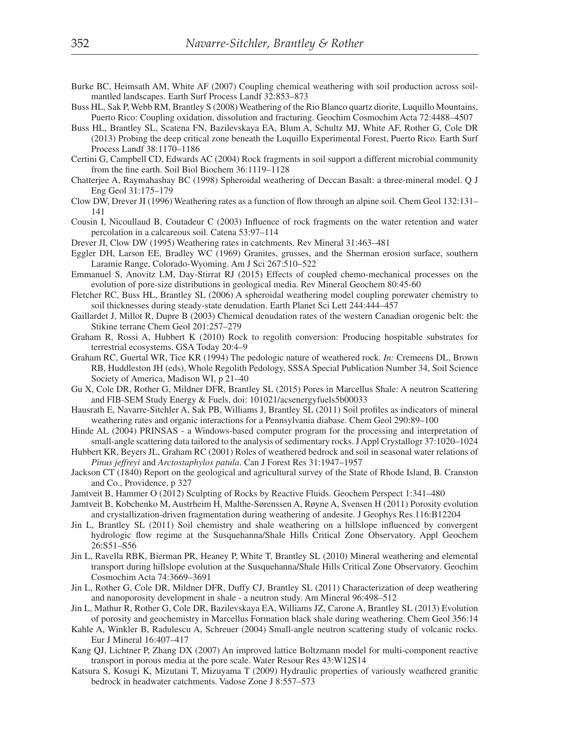Burke BC, Heimsath AM, White AF (2007) Coupling chemical weathering with soil production across soil-mantled landscapes. Earth Surf Process Landf 32:853–873

Buss HL, Sak P, Webb RM, Brantley S (2008) Weathering of the Rio Blanco quartz diorite, Luquillo Mountains, Puerto Rico: Coupling oxidation, dissolution and fracturing. Geochim Cosmochim Acta 72:4488–4507

Buss HL, Brantley SL, Scatena FN, Bazilevskaya EA, Blum A, Schultz MJ, White AF, Rother G, Cole DR (2013) Probing the deep critical zone beneath the Luquillo Experimental Forest, Puerto Rico. Earth Surf Process Landf 38:1170–1186

Certini G, Campbell CD, Edwards AC (2004) Rock fragments in soil support a different microbial community from the fine earth. Soil Biol Biochem 36:1119–1128

Chatterjee A, Raymahashay BC (1998) Spheroidal weathering of Deccan Basalt: a three-mineral model. Q J Eng Geol 31:175–179

Clow DW, Drever JI (1996) Weathering rates as a function of flow through an alpine soil. Chem Geol 132:131–141

Cousin I, Nicoullaud B, Coutadeur C (2003) Influence of rock fragments on the water retention and water percolation in a calcareous soil. Catena 53:97–114

Drever JI, Clow DW (1995) Weathering rates in catchments. Rev Mineral 31:463–481

Eggler DH, Larson EE, Bradley WC (1969) Granites, grusses, and the Sherman erosion surface, southern Laramie Range, Colorado-Wyoming. Am J Sci 267:510–522

Emmanuel S, Anovitz LM, Day-Stirrat RJ (2015) Effects of coupled chemo-mechanical processes on the evolution of pore-size distributions in geological media. Rev Mineral Geochem 80:45-60

Fletcher RC, Buss HL, Brantley SL (2006) A spheroidal weathering model coupling porewater chemistry to soil thicknesses during steady-state denudation. Earth Planet Sci Lett 244:444–457

Gaillardet J, Millot R, Dupre B (2003) Chemical denudation rates of the western Canadian orogenic belt: the Stikine terrane Chem Geol 201:257–279

Graham R, Rossi A, Hubbert K (2010) Rock to regolith conversion: Producing hospitable substrates for terrestrial ecosystems. GSA Today 20:4–9

Graham RC, Guertal WR, Tice KR (1994) The pedologic nature of weathered rock. *In:* Cremeens DL, Brown RB, Huddleston JH (eds), Whole Regolith Pedology, SSSA Special Publication Number 34, Soil Science Society of America, Madison WI, p 21–40

Gu X, Cole DR, Rother G, Mildner DFR, Brantley SL (2015) Pores in Marcellus Shale: A neutron Scattering and FIB-SEM Study Energy & Fuels, doi: 101021/acsenergyfuels5b00033

Hausrath E, Navarre-Sitchler A, Sak PB, Williams J, Brantley SL (2011) Soil profiles as indicators of mineral weathering rates and organic interactions for a Pennsylvania diabase. Chem Geol 290:89–100

Hinde AL (2004) PRINSAS - a Windows-based computer program for the processing and interpretation of small-angle scattering data tailored to the analysis of sedimentary rocks. J Appl Crystallogr 37:1020–1024

Hubbert KR, Beyers JL, Graham RC (2001) Roles of weathered bedrock and soil in seasonal water relations of *Pinus jeffreyi* and *Arctostaphylos patula*. Can J Forest Res 31:1947–1957

Jackson CT (1840) Report on the geological and agricultural survey of the State of Rhode Island, B. Cranston and Co., Providence, p 327

Jamtveit B, Hammer O (2012) Sculpting of Rocks by Reactive Fluids. Geochem Perspect 1:341–480

Jamtveit B, Kobchenko M, Austrheim H, Malthe-Sørenssen A, Røyne A, Svensen H (2011) Porosity evolution and crystallization-driven fragmentation during weathering of andesite. J Geophys Res 116:B12204

Jin L, Brantley SL (2011) Soil chemistry and shale weathering on a hillslope influenced by convergent hydrologic flow regime at the Susquehanna/Shale Hills Critical Zone Observatory. Appl Geochem 26:S51–S56

Jin L, Ravella RBK, Bierman PR, Heaney P, White T, Brantley SL (2010) Mineral weathering and elemental transport during hillslope evolution at the Susquehanna/Shale Hills Critical Zone Observatory. Geochim Cosmochim Acta 74:3669–3691

Jin L, Rother G, Cole DR, Mildner DFR, Duffy CJ, Brantley SL (2011) Characterization of deep weathering and nanoporosity development in shale - a neutron study. Am Mineral 96:498–512

Jin L, Mathur R, Rother G, Cole DR, Bazilevskaya EA, Williams JZ, Carone A, Brantley SL (2013) Evolution of porosity and geochemistry in Marcellus Formation black shale during weathering. Chem Geol 356:14

Kahle A, Winkler B, Radulescu A, Schreuer (2004) Small-angle neutron scattering study of volcanic rocks. Eur J Mineral 16:407–417

Kang QJ, Lichtner P, Zhang DX (2007) An improved lattice Boltzmann model for multi-component reactive transport in porous media at the pore scale. Water Resour Res 43:W12S14

Katsura S, Kosugi K, Mizutani T, Mizuyama T (2009) Hydraulic properties of variously weathered granitic bedrock in headwater catchments. Vadose Zone J 8:557–573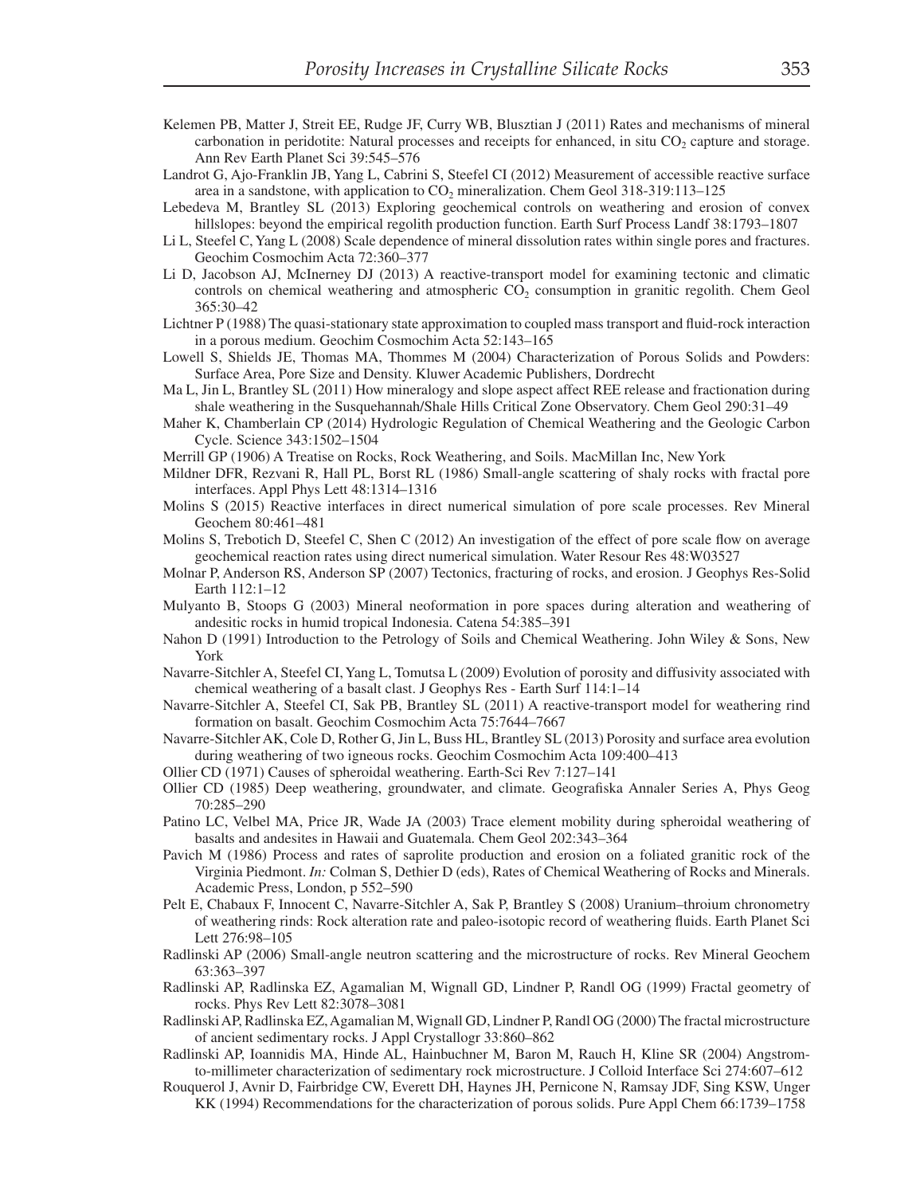Kelemen PB, Matter J, Streit EE, Rudge JF, Curry WB, Blusztian J (2011) Rates and mechanisms of mineral carbonation in peridotite: Natural processes and receipts for enhanced, in situ $CO_2$ capture and storage. Ann Rev Earth Planet Sci 39:545–576

Landrot G, Ajo-Franklin JB, Yang L, Cabrini S, Steefel CI (2012) Measurement of accessible reactive surface area in a sandstone, with application to $CO_2$ mineralization. Chem Geol 318-319:113–125

Lebedeva M, Brantley SL (2013) Exploring geochemical controls on weathering and erosion of convex hillslopes: beyond the empirical regolith production function. Earth Surf Process Landf 38:1793–1807

Li L, Steefel C, Yang L (2008) Scale dependence of mineral dissolution rates within single pores and fractures. Geochim Cosmochim Acta 72:360–377

Li D, Jacobson AJ, McInerney DJ (2013) A reactive-transport model for examining tectonic and climatic controls on chemical weathering and atmospheric $CO_2$ consumption in granitic regolith. Chem Geol 365:30–42

Lichtner P (1988) The quasi-stationary state approximation to coupled mass transport and fluid-rock interaction in a porous medium. Geochim Cosmochim Acta 52:143–165

Lowell S, Shields JE, Thomas MA, Thommes M (2004) Characterization of Porous Solids and Powders: Surface Area, Pore Size and Density. Kluwer Academic Publishers, Dordrecht

Ma L, Jin L, Brantley SL (2011) How mineralogy and slope aspect affect REE release and fractionation during shale weathering in the Susquehannah/Shale Hills Critical Zone Observatory. Chem Geol 290:31–49

Maher K, Chamberlain CP (2014) Hydrologic Regulation of Chemical Weathering and the Geologic Carbon Cycle. Science 343:1502–1504

Merrill GP (1906) A Treatise on Rocks, Rock Weathering, and Soils. MacMillan Inc, New York

Mildner DFR, Rezvani R, Hall PL, Borst RL (1986) Small-angle scattering of shaly rocks with fractal pore interfaces. Appl Phys Lett 48:1314–1316

Molins S (2015) Reactive interfaces in direct numerical simulation of pore scale processes. Rev Mineral Geochem 80:461–481

Molins S, Trebotich D, Steefel C, Shen C (2012) An investigation of the effect of pore scale flow on average geochemical reaction rates using direct numerical simulation. Water Resour Res 48:W03527

Molnar P, Anderson RS, Anderson SP (2007) Tectonics, fracturing of rocks, and erosion. J Geophys Res-Solid Earth 112:1–12

Mulyanto B, Stoops G (2003) Mineral neoformation in pore spaces during alteration and weathering of andesitic rocks in humid tropical Indonesia. Catena 54:385–391

Nahon D (1991) Introduction to the Petrology of Soils and Chemical Weathering. John Wiley & Sons, New York

Navarre-Sitchler A, Steefel CI, Yang L, Tomutsa L (2009) Evolution of porosity and diffusivity associated with chemical weathering of a basalt clast. J Geophys Res - Earth Surf 114:1–14

Navarre-Sitchler A, Steefel CI, Sak PB, Brantley SL (2011) A reactive-transport model for weathering rind formation on basalt. Geochim Cosmochim Acta 75:7644–7667

Navarre-Sitchler AK, Cole D, Rother G, Jin L, Buss HL, Brantley SL (2013) Porosity and surface area evolution during weathering of two igneous rocks. Geochim Cosmochim Acta 109:400–413

Ollier CD (1971) Causes of spheroidal weathering. Earth-Sci Rev 7:127–141

Ollier CD (1985) Deep weathering, groundwater, and climate. Geografiska Annaler Series A, Phys Geog 70:285–290

Patino LC, Velbel MA, Price JR, Wade JA (2003) Trace element mobility during spheroidal weathering of basalts and andesites in Hawaii and Guatemala. Chem Geol 202:343–364

Pavich M (1986) Process and rates of saprolite production and erosion on a foliated granitic rock of the Virginia Piedmont. *In:* Colman S, Dethier D (eds), Rates of Chemical Weathering of Rocks and Minerals. Academic Press, London, p 552–590

Pelt E, Chabaux F, Innocent C, Navarre-Sitchler A, Sak P, Brantley S (2008) Uranium–throium chronometry of weathering rinds: Rock alteration rate and paleo-isotopic record of weathering fluids. Earth Planet Sci Lett 276:98–105

Radlinski AP (2006) Small-angle neutron scattering and the microstructure of rocks. Rev Mineral Geochem 63:363–397

Radlinski AP, Radlinska EZ, Agamalian M, Wignall GD, Lindner P, Randl OG (1999) Fractal geometry of rocks. Phys Rev Lett 82:3078–3081

Radlinski AP, Radlinska EZ, Agamalian M, Wignall GD, Lindner P, Randl OG (2000) The fractal microstructure of ancient sedimentary rocks. J Appl Crystallogr 33:860–862

Radlinski AP, Ioannidis MA, Hinde AL, Hainbuchner M, Baron M, Rauch H, Kline SR (2004) Angstrom-to-millimeter characterization of sedimentary rock microstructure. J Colloid Interface Sci 274:607–612

Rouquerol J, Avnir D, Fairbridge CW, Everett DH, Haynes JH, Pernicone N, Ramsay JDF, Sing KSW, Unger KK (1994) Recommendations for the characterization of porous solids. Pure Appl Chem 66:1739–1758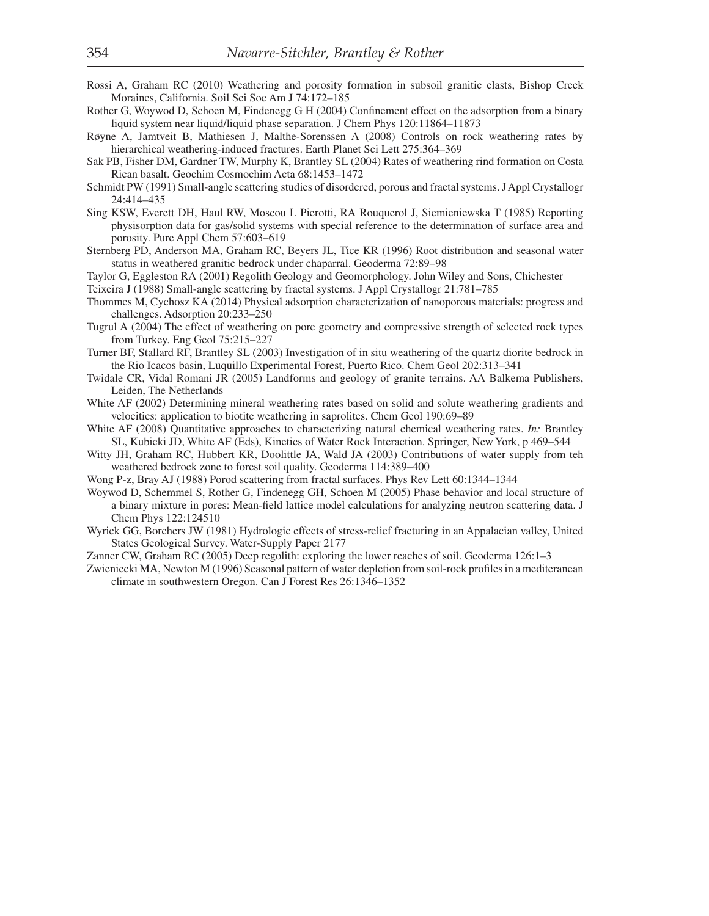Rossi A, Graham RC (2010) Weathering and porosity formation in subsoil granitic clasts, Bishop Creek Moraines, California. Soil Sci Soc Am J 74:172–185

Rother G, Woywod D, Schoen M, Findenegg G H (2004) Confinement effect on the adsorption from a binary liquid system near liquid/liquid phase separation. J Chem Phys 120:11864–11873

Røyne A, Jamtveit B, Mathiesen J, Malthe-Sorenssen A (2008) Controls on rock weathering rates by hierarchical weathering-induced fractures. Earth Planet Sci Lett 275:364–369

Sak PB, Fisher DM, Gardner TW, Murphy K, Brantley SL (2004) Rates of weathering rind formation on Costa Rican basalt. Geochim Cosmochim Acta 68:1453–1472

Schmidt PW (1991) Small-angle scattering studies of disordered, porous and fractal systems. J Appl Crystallogr 24:414–435

Sing KSW, Everett DH, Haul RW, Moscou L Pierotti, RA Rouquerol J, Siemieniewska T (1985) Reporting physisorption data for gas/solid systems with special reference to the determination of surface area and porosity. Pure Appl Chem 57:603–619

Sternberg PD, Anderson MA, Graham RC, Beyers JL, Tice KR (1996) Root distribution and seasonal water status in weathered granitic bedrock under chaparral. Geoderma 72:89–98

Taylor G, Eggleston RA (2001) Regolith Geology and Geomorphology. John Wiley and Sons, Chichester

Teixeira J (1988) Small-angle scattering by fractal systems. J Appl Crystallogr 21:781–785

Thommes M, Cychosz KA (2014) Physical adsorption characterization of nanoporous materials: progress and challenges. Adsorption 20:233–250

Tugrul A (2004) The effect of weathering on pore geometry and compressive strength of selected rock types from Turkey. Eng Geol 75:215–227

Turner BF, Stallard RF, Brantley SL (2003) Investigation of in situ weathering of the quartz diorite bedrock in the Rio Icacos basin, Luquillo Experimental Forest, Puerto Rico. Chem Geol 202:313–341

Twidale CR, Vidal Romani JR (2005) Landforms and geology of granite terrains. AA Balkema Publishers, Leiden, The Netherlands

White AF (2002) Determining mineral weathering rates based on solid and solute weathering gradients and velocities: application to biotite weathering in saprolites. Chem Geol 190:69–89

White AF (2008) Quantitative approaches to characterizing natural chemical weathering rates. *In:* Brantley SL, Kubicki JD, White AF (Eds), Kinetics of Water Rock Interaction. Springer, New York, p 469–544

Witty JH, Graham RC, Hubbert KR, Doolittle JA, Wald JA (2003) Contributions of water supply from teh weathered bedrock zone to forest soil quality. Geoderma 114:389–400

Wong P-z, Bray AJ (1988) Porod scattering from fractal surfaces. Phys Rev Lett 60:1344–1344

Woywod D, Schemmel S, Rother G, Findenegg GH, Schoen M (2005) Phase behavior and local structure of a binary mixture in pores: Mean-field lattice model calculations for analyzing neutron scattering data. J Chem Phys 122:124510

Wyrick GG, Borchers JW (1981) Hydrologic effects of stress-relief fracturing in an Appalacian valley, United States Geological Survey. Water-Supply Paper 2177

Zanner CW, Graham RC (2005) Deep regolith: exploring the lower reaches of soil. Geoderma 126:1–3

Zwieniecki MA, Newton M (1996) Seasonal pattern of water depletion from soil-rock profiles in a mediteranean climate in southwestern Oregon. Can J Forest Res 26:1346–1352